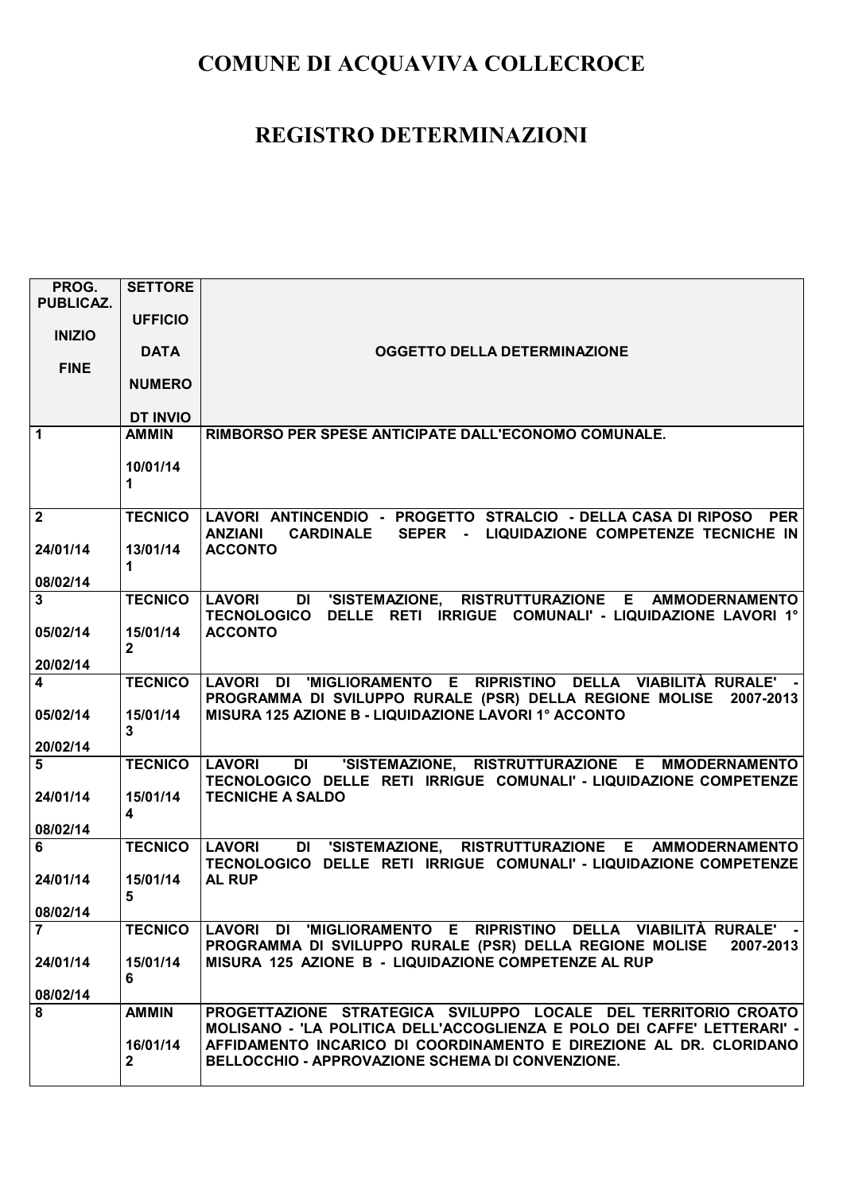# COMUNE DI ACQUAVIVA COLLECROCE

# REGISTRO DETERMINAZIONI

| PROG. PUBLICAZ.<br><br>INIZIO<br><br>FINE | SETTORE<br><br>UFFICIO<br><br>DATA<br><br>NUMERO<br><br>DT INVIO | OGGETTO DELLA DETERMINAZIONE |
|---|---|---|
| 1 | AMMIN<br><br>10/01/14<br>1 | RIMBORSO PER SPESE ANTICIPATE DALL'ECONOMO COMUNALE. |
| 2<br><br>24/01/14<br><br>08/02/14 | TECNICO<br><br>13/01/14<br>1 | LAVORI ANTINCENDIO - PROGETTO STRALCIO - DELLA CASA DI RIPOSO PER ANZIANI CARDINALE SEPER - LIQUIDAZIONE COMPETENZE TECNICHE IN ACCONTO |
| 3<br><br>05/02/14<br><br>20/02/14 | TECNICO<br><br>15/01/14<br>2 | LAVORI DI 'SISTEMAZIONE, RISTRUTTURAZIONE E AMMODERNAMENTO TECNOLOGICO DELLE RETI IRRIGUE COMUNALI' - LIQUIDAZIONE LAVORI 1° ACCONTO |
| 4<br><br>05/02/14<br><br>20/02/14 | TECNICO<br><br>15/01/14<br>3 | LAVORI DI 'MIGLIORAMENTO E RIPRISTINO DELLA VIABILITÀ RURALE' - PROGRAMMA DI SVILUPPO RURALE (PSR) DELLA REGIONE MOLISE 2007-2013 MISURA 125 AZIONE B - LIQUIDAZIONE LAVORI 1° ACCONTO |
| 5<br><br>24/01/14<br><br>08/02/14 | TECNICO<br><br>15/01/14<br>4 | LAVORI DI 'SISTEMAZIONE, RISTRUTTURAZIONE E MMODERNAMENTO TECNOLOGICO DELLE RETI IRRIGUE COMUNALI' - LIQUIDAZIONE COMPETENZE TECNICHE A SALDO |
| 6<br><br>24/01/14<br><br>08/02/14 | TECNICO<br><br>15/01/14<br>5 | LAVORI DI 'SISTEMAZIONE, RISTRUTTURAZIONE E AMMODERNAMENTO TECNOLOGICO DELLE RETI IRRIGUE COMUNALI' - LIQUIDAZIONE COMPETENZE AL RUP |
| 7<br><br>24/01/14<br><br>08/02/14 | TECNICO<br><br>15/01/14<br>6 | LAVORI DI 'MIGLIORAMENTO E RIPRISTINO DELLA VIABILITÀ RURALE' - PROGRAMMA DI SVILUPPO RURALE (PSR) DELLA REGIONE MOLISE 2007-2013 MISURA 125 AZIONE B - LIQUIDAZIONE COMPETENZE AL RUP |
| 8 | AMMIN<br><br>16/01/14<br>2 | PROGETTAZIONE STRATEGICA SVILUPPO LOCALE DEL TERRITORIO CROATO MOLISANO - 'LA POLITICA DELL'ACCOGLIENZA E POLO DEI CAFFE' LETTERARI' - AFFIDAMENTO INCARICO DI COORDINAMENTO E DIREZIONE AL DR. CLORIDANO BELLOCCHIO - APPROVAZIONE SCHEMA DI CONVENZIONE. |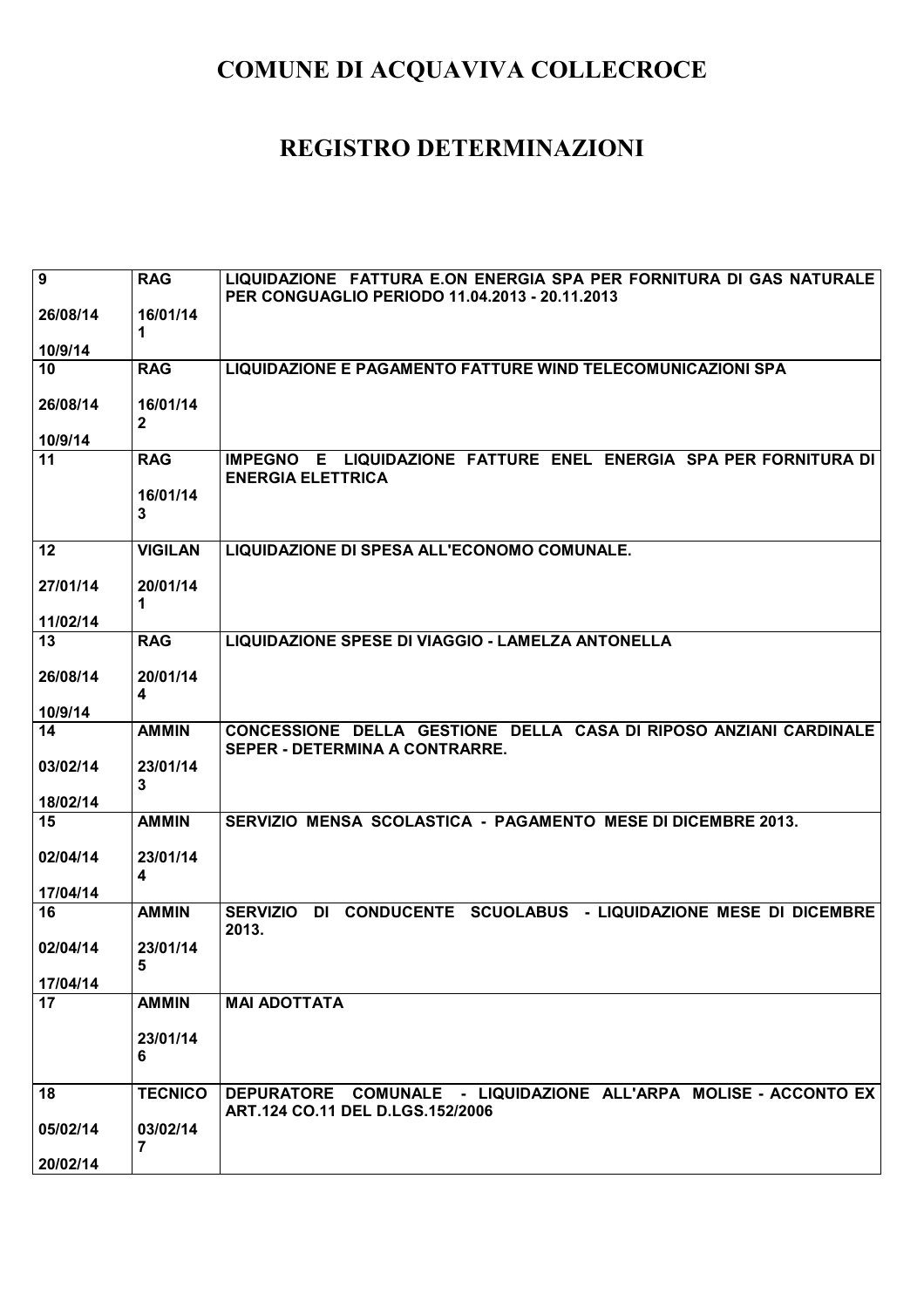# COMUNE DI ACQUAVIVA COLLECROCE

# REGISTRO DETERMINAZIONI

| | | |
|---|---|---|
| 9<br>26/08/14<br>10/9/14 | RAG<br>16/01/14<br>1 | LIQUIDAZIONE FATTURA E.ON ENERGIA SPA PER FORNITURA DI GAS NATURALE PER CONGUAGLIO PERIODO 11.04.2013 - 20.11.2013 |
| 10<br>26/08/14<br>10/9/14 | RAG<br>16/01/14<br>2 | LIQUIDAZIONE E PAGAMENTO FATTURE WIND TELECOMUNICAZIONI SPA |
| 11 | RAG<br>16/01/14<br>3 | IMPEGNO E LIQUIDAZIONE FATTURE ENEL ENERGIA SPA PER FORNITURA DI ENERGIA ELETTRICA |
| 12<br>27/01/14<br>11/02/14 | VIGILAN<br>20/01/14<br>1 | LIQUIDAZIONE DI SPESA ALL'ECONOMO COMUNALE. |
| 13<br>26/08/14<br>10/9/14 | RAG<br>20/01/14<br>4 | LIQUIDAZIONE SPESE DI VIAGGIO - LAMELZA ANTONELLA |
| 14<br>03/02/14<br>18/02/14 | AMMIN<br>23/01/14<br>3 | CONCESSIONE DELLA GESTIONE DELLA CASA DI RIPOSO ANZIANI CARDINALE SEPER - DETERMINA A CONTRARRE. |
| 15<br>02/04/14<br>17/04/14 | AMMIN<br>23/01/14<br>4 | SERVIZIO MENSA SCOLASTICA - PAGAMENTO MESE DI DICEMBRE 2013. |
| 16<br>02/04/14<br>17/04/14 | AMMIN<br>23/01/14<br>5 | SERVIZIO DI CONDUCENTE SCUOLABUS - LIQUIDAZIONE MESE DI DICEMBRE 2013. |
| 17 | AMMIN<br>23/01/14<br>6 | MAI ADOTTATA |
| 18<br>05/02/14<br>20/02/14 | TECNICO<br>03/02/14<br>7 | DEPURATORE COMUNALE - LIQUIDAZIONE ALL'ARPA MOLISE - ACCONTO EX ART.124 CO.11 DEL D.LGS.152/2006 |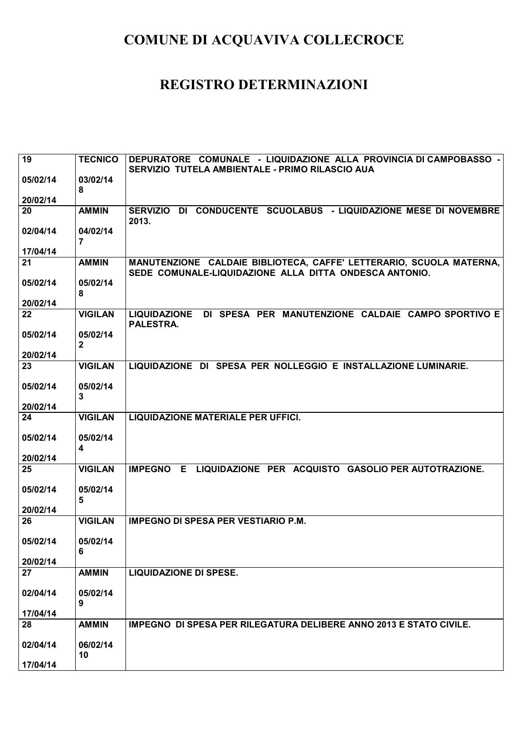# COMUNE DI ACQUAVIVA COLLECROCE

## REGISTRO DETERMINAZIONI

| | | |
|---|---|---|
| 19<br><br>05/02/14<br><br>20/02/14 | TECNICO<br><br>03/02/14<br>8 | DEPURATORE COMUNALE - LIQUIDAZIONE ALLA PROVINCIA DI CAMPOBASSO - SERVIZIO TUTELA AMBIENTALE - PRIMO RILASCIO AUA |
| 20<br><br>02/04/14<br><br>17/04/14 | AMMIN<br><br>04/02/14<br>7 | SERVIZIO DI CONDUCENTE SCUOLABUS - LIQUIDAZIONE MESE DI NOVEMBRE 2013. |
| 21<br><br>05/02/14<br><br>20/02/14 | AMMIN<br><br>05/02/14<br>8 | MANUTENZIONE CALDAIE BIBLIOTECA, CAFFE' LETTERARIO, SCUOLA MATERNA, SEDE COMUNALE-LIQUIDAZIONE ALLA DITTA ONDESCA ANTONIO. |
| 22<br><br>05/02/14<br><br>20/02/14 | VIGILAN<br><br>05/02/14<br>2 | LIQUIDAZIONE DI SPESA PER MANUTENZIONE CALDAIE CAMPO SPORTIVO E PALESTRA. |
| 23<br><br>05/02/14<br><br>20/02/14 | VIGILAN<br><br>05/02/14<br>3 | LIQUIDAZIONE DI SPESA PER NOLLEGGIO E INSTALLAZIONE LUMINARIE. |
| 24<br><br>05/02/14<br><br>20/02/14 | VIGILAN<br><br>05/02/14<br>4 | LIQUIDAZIONE MATERIALE PER UFFICI. |
| 25<br><br>05/02/14<br><br>20/02/14 | VIGILAN<br><br>05/02/14<br>5 | IMPEGNO E LIQUIDAZIONE PER ACQUISTO GASOLIO PER AUTOTRAZIONE. |
| 26<br><br>05/02/14<br><br>20/02/14 | VIGILAN<br><br>05/02/14<br>6 | IMPEGNO DI SPESA PER VESTIARIO P.M. |
| 27<br><br>02/04/14<br><br>17/04/14 | AMMIN<br><br>05/02/14<br>9 | LIQUIDAZIONE DI SPESE. |
| 28<br><br>02/04/14<br><br>17/04/14 | AMMIN<br><br>06/02/14<br>10 | IMPEGNO DI SPESA PER RILEGATURA DELIBERE ANNO 2013 E STATO CIVILE. |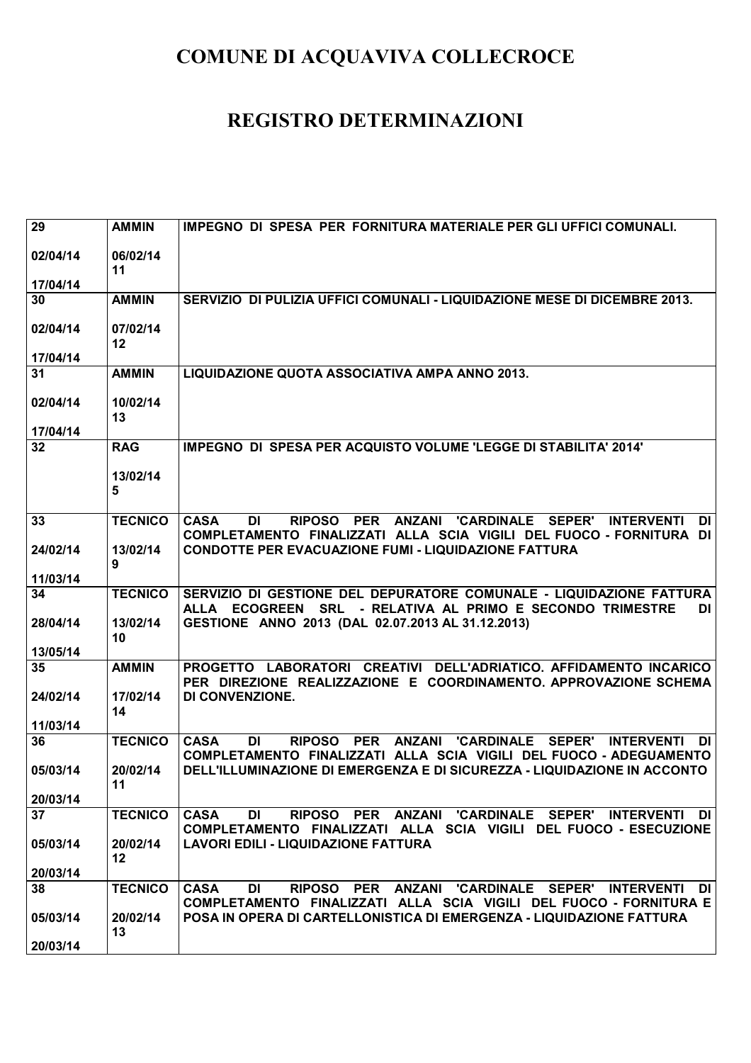# COMUNE DI ACQUAVIVA COLLECROCE

# REGISTRO DETERMINAZIONI

| | | |
|---|---|---|
| 29<br><br>02/04/14<br><br>17/04/14 | AMMIN<br><br>06/02/14<br>11 | IMPEGNO DI SPESA PER FORNITURA MATERIALE PER GLI UFFICI COMUNALI. |
| 30<br><br>02/04/14<br><br>17/04/14 | AMMIN<br><br>07/02/14<br>12 | SERVIZIO DI PULIZIA UFFICI COMUNALI - LIQUIDAZIONE MESE DI DICEMBRE 2013. |
| 31<br><br>02/04/14<br><br>17/04/14 | AMMIN<br><br>10/02/14<br>13 | LIQUIDAZIONE QUOTA ASSOCIATIVA AMPA ANNO 2013. |
| 32 | RAG<br><br>13/02/14<br>5 | IMPEGNO DI SPESA PER ACQUISTO VOLUME 'LEGGE DI STABILITA' 2014' |
| 33<br><br>24/02/14<br><br>11/03/14 | TECNICO<br><br>13/02/14<br>9 | CASA DI RIPOSO PER ANZANI 'CARDINALE SEPER' INTERVENTI DI COMPLETAMENTO FINALIZZATI ALLA SCIA VIGILI DEL FUOCO - FORNITURA DI CONDOTTE PER EVACUAZIONE FUMI - LIQUIDAZIONE FATTURA |
| 34<br><br>28/04/14<br><br>13/05/14 | TECNICO<br><br>13/02/14<br>10 | SERVIZIO DI GESTIONE DEL DEPURATORE COMUNALE - LIQUIDAZIONE FATTURA ALLA ECOGREEN SRL - RELATIVA AL PRIMO E SECONDO TRIMESTRE DI GESTIONE ANNO 2013 (DAL 02.07.2013 AL 31.12.2013) |
| 35<br><br>24/02/14<br><br>11/03/14 | AMMIN<br><br>17/02/14<br>14 | PROGETTO LABORATORI CREATIVI DELL'ADRIATICO. AFFIDAMENTO INCARICO PER DIREZIONE REALIZZAZIONE E COORDINAMENTO. APPROVAZIONE SCHEMA DI CONVENZIONE. |
| 36<br><br>05/03/14<br><br>20/03/14 | TECNICO<br><br>20/02/14<br>11 | CASA DI RIPOSO PER ANZANI 'CARDINALE SEPER' INTERVENTI DI COMPLETAMENTO FINALIZZATI ALLA SCIA VIGILI DEL FUOCO - ADEGUAMENTO DELL'ILLUMINAZIONE DI EMERGENZA E DI SICUREZZA - LIQUIDAZIONE IN ACCONTO |
| 37<br><br>05/03/14<br><br>20/03/14 | TECNICO<br><br>20/02/14<br>12 | CASA DI RIPOSO PER ANZANI 'CARDINALE SEPER' INTERVENTI DI COMPLETAMENTO FINALIZZATI ALLA SCIA VIGILI DEL FUOCO - ESECUZIONE LAVORI EDILI - LIQUIDAZIONE FATTURA |
| 38<br><br>05/03/14<br><br>20/03/14 | TECNICO<br><br>20/02/14<br>13 | CASA DI RIPOSO PER ANZANI 'CARDINALE SEPER' INTERVENTI DI COMPLETAMENTO FINALIZZATI ALLA SCIA VIGILI DEL FUOCO - FORNITURA E POSA IN OPERA DI CARTELLONISTICA DI EMERGENZA - LIQUIDAZIONE FATTURA |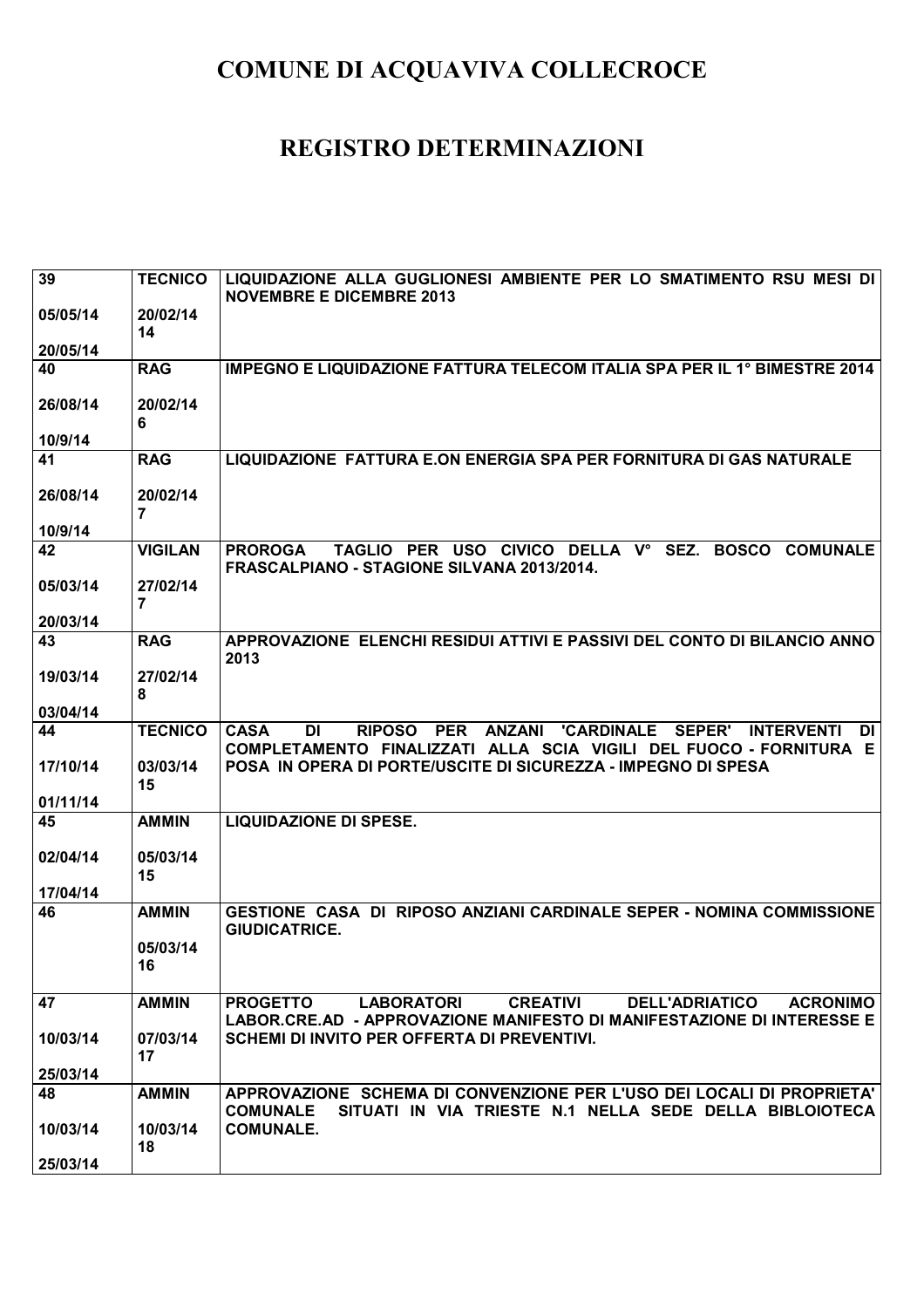# COMUNE DI ACQUAVIVA COLLECROCE

# REGISTRO DETERMINAZIONI

| | | |
|---|---|---|
| 39<br><br>05/05/14<br><br>20/05/14 | TECNICO<br><br>20/02/14<br>14 | LIQUIDAZIONE ALLA GUGLIONESI AMBIENTE PER LO SMATIMENTO RSU MESI DI NOVEMBRE E DICEMBRE 2013 |
| 40<br><br>26/08/14<br><br>10/9/14 | RAG<br><br>20/02/14<br>6 | IMPEGNO E LIQUIDAZIONE FATTURA TELECOM ITALIA SPA PER IL 1° BIMESTRE 2014 |
| 41<br><br>26/08/14<br><br>10/9/14 | RAG<br><br>20/02/14<br>7 | LIQUIDAZIONE FATTURA E.ON ENERGIA SPA PER FORNITURA DI GAS NATURALE |
| 42<br><br>05/03/14<br><br>20/03/14 | VIGILAN<br><br>27/02/14<br>7 | PROROGA TAGLIO PER USO CIVICO DELLA V° SEZ. BOSCO COMUNALE FRASCALPIANO - STAGIONE SILVANA 2013/2014. |
| 43<br><br>19/03/14<br><br>03/04/14 | RAG<br><br>27/02/14<br>8 | APPROVAZIONE ELENCHI RESIDUI ATTIVI E PASSIVI DEL CONTO DI BILANCIO ANNO 2013 |
| 44<br><br>17/10/14<br><br>01/11/14 | TECNICO<br><br>03/03/14<br>15 | CASA DI RIPOSO PER ANZANI 'CARDINALE SEPER' INTERVENTI DI COMPLETAMENTO FINALIZZATI ALLA SCIA VIGILI DEL FUOCO - FORNITURA E POSA IN OPERA DI PORTE/USCITE DI SICUREZZA - IMPEGNO DI SPESA |
| 45<br><br>02/04/14<br><br>17/04/14 | AMMIN<br><br>05/03/14<br>15 | LIQUIDAZIONE DI SPESE. |
| 46 | AMMIN<br><br>05/03/14<br>16 | GESTIONE CASA DI RIPOSO ANZIANI CARDINALE SEPER - NOMINA COMMISSIONE GIUDICATRICE. |
| 47<br><br>10/03/14<br><br>25/03/14 | AMMIN<br><br>07/03/14<br>17 | PROGETTO LABORATORI CREATIVI DELL'ADRIATICO ACRONIMO LABOR.CRE.AD - APPROVAZIONE MANIFESTO DI MANIFESTAZIONE DI INTERESSE E SCHEMI DI INVITO PER OFFERTA DI PREVENTIVI. |
| 48<br><br>10/03/14<br><br>25/03/14 | AMMIN<br><br>10/03/14<br>18 | APPROVAZIONE SCHEMA DI CONVENZIONE PER L'USO DEI LOCALI DI PROPRIETA' COMUNALE SITUATI IN VIA TRIESTE N.1 NELLA SEDE DELLA BIBLIOIOTECA COMUNALE. |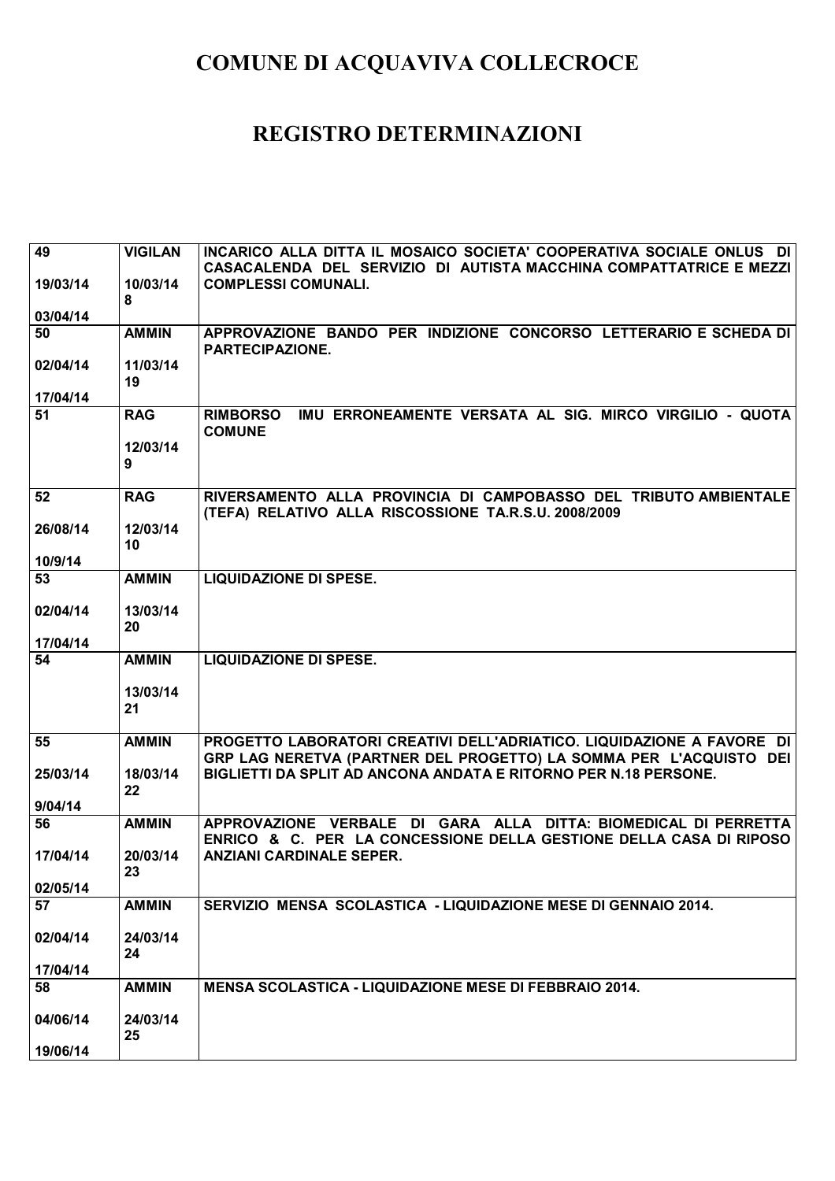# COMUNE DI ACQUAVIVA COLLECROCE

# REGISTRO DETERMINAZIONI

| | | |
|---|---|---|
| 49<br><br>19/03/14<br><br>03/04/14 | VIGILAN<br><br>10/03/14<br>8 | INCARICO ALLA DITTA IL MOSAICO SOCIETA' COOPERATIVA SOCIALE ONLUS DI CASACALENDA DEL SERVIZIO DI AUTISTA MACCHINA COMPATTATRICE E MEZZI COMPLESSI COMUNALI. |
| 50<br><br>02/04/14<br><br>17/04/14 | AMMIN<br><br>11/03/14<br>19 | APPROVAZIONE BANDO PER INDIZIONE CONCORSO LETTERARIO E SCHEDA DI PARTECIPAZIONE. |
| 51 | RAG<br><br>12/03/14<br>9 | RIMBORSO IMU ERRONEAMENTE VERSATA AL SIG. MIRCO VIRGILIO - QUOTA COMUNE |
| 52<br><br>26/08/14<br><br>10/9/14 | RAG<br><br>12/03/14<br>10 | RIVERSAMENTO ALLA PROVINCIA DI CAMPOBASSO DEL TRIBUTO AMBIENTALE (TEFA) RELATIVO ALLA RISCOSSIONE TA.R.S.U. 2008/2009 |
| 53<br><br>02/04/14<br><br>17/04/14 | AMMIN<br><br>13/03/14<br>20 | LIQUIDAZIONE DI SPESE. |
| 54 | AMMIN<br><br>13/03/14<br>21 | LIQUIDAZIONE DI SPESE. |
| 55<br><br>25/03/14<br><br>9/04/14 | AMMIN<br><br>18/03/14<br>22 | PROGETTO LABORATORI CREATIVI DELL'ADRIATICO. LIQUIDAZIONE A FAVORE DI GRP LAG NERETVA (PARTNER DEL PROGETTO) LA SOMMA PER L'ACQUISTO DEI BIGLIETTI DA SPLIT AD ANCONA ANDATA E RITORNO PER N.18 PERSONE. |
| 56<br><br>17/04/14<br><br>02/05/14 | AMMIN<br><br>20/03/14<br>23 | APPROVAZIONE VERBALE DI GARA ALLA DITTA: BIOMEDICAL DI PERRETTA ENRICO & C. PER LA CONCESSIONE DELLA GESTIONE DELLA CASA DI RIPOSO ANZIANI CARDINALE SEPER. |
| 57<br><br>02/04/14<br><br>17/04/14 | AMMIN<br><br>24/03/14<br>24 | SERVIZIO MENSA SCOLASTICA - LIQUIDAZIONE MESE DI GENNAIO 2014. |
| 58<br><br>04/06/14<br><br>19/06/14 | AMMIN<br><br>24/03/14<br>25 | MENSA SCOLASTICA - LIQUIDAZIONE MESE DI FEBBRAIO 2014. |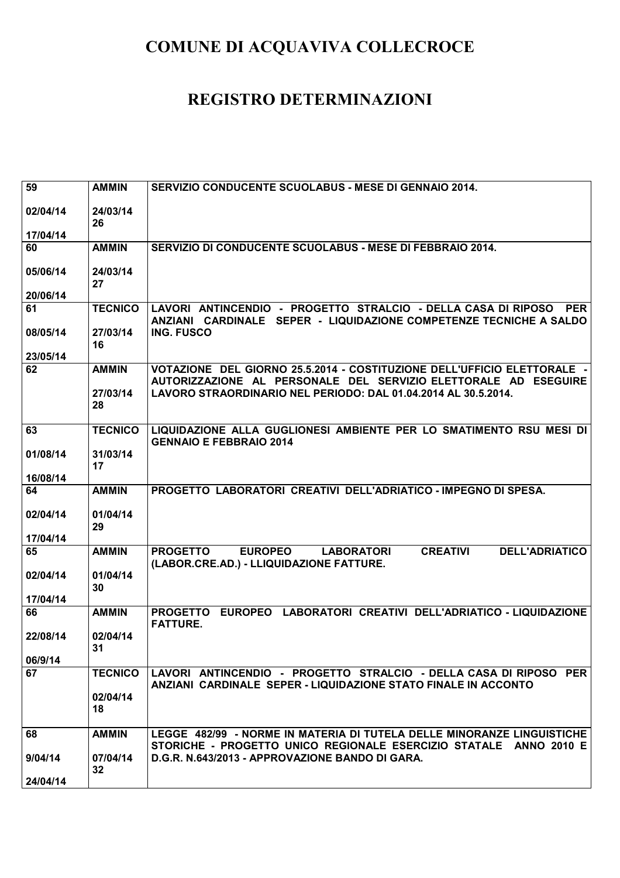# COMUNE DI ACQUAVIVA COLLECROCE

# REGISTRO DETERMINAZIONI

| | | |
|---|---|---|
| **59**<br><br>**02/04/14**<br><br>**17/04/14** | **AMMIN**<br><br>**24/03/14**<br>**26** | **SERVIZIO CONDUCENTE SCUOLABUS - MESE DI GENNAIO 2014.** |
| **60**<br><br>**05/06/14**<br><br>**20/06/14** | **AMMIN**<br><br>**24/03/14**<br>**27** | **SERVIZIO DI CONDUCENTE SCUOLABUS - MESE DI FEBBRAIO 2014.** |
| **61**<br><br>**08/05/14**<br><br>**23/05/14** | **TECNICO**<br><br>**27/03/14**<br>**16** | **LAVORI ANTINCENDIO - PROGETTO STRALCIO - DELLA CASA DI RIPOSO PER ANZIANI CARDINALE SEPER - LIQUIDAZIONE COMPETENZE TECNICHE A SALDO ING. FUSCO** |
| **62** | **AMMIN**<br><br>**27/03/14**<br>**28** | **VOTAZIONE DEL GIORNO 25.5.2014 - COSTITUZIONE DELL'UFFICIO ELETTORALE - AUTORIZZAZIONE AL PERSONALE DEL SERVIZIO ELETTORALE AD ESEGUIRE LAVORO STRAORDINARIO NEL PERIODO: DAL 01.04.2014 AL 30.5.2014.** |
| **63**<br><br>**01/08/14**<br><br>**16/08/14** | **TECNICO**<br><br>**31/03/14**<br>**17** | **LIQUIDAZIONE ALLA GUGLIONESI AMBIENTE PER LO SMATIMENTO RSU MESI DI GENNAIO E FEBBRAIO 2014** |
| **64**<br><br>**02/04/14**<br><br>**17/04/14** | **AMMIN**<br><br>**01/04/14**<br>**29** | **PROGETTO LABORATORI CREATIVI DELL'ADRIATICO - IMPEGNO DI SPESA.** |
| **65**<br><br>**02/04/14**<br><br>**17/04/14** | **AMMIN**<br><br>**01/04/14**<br>**30** | **PROGETTO EUROPEO LABORATORI CREATIVI DELL'ADRIATICO (LABOR.CRE.AD.) - LLIQUIDAZIONE FATTURE.** |
| **66**<br><br>**22/08/14**<br><br>**06/9/14** | **AMMIN**<br><br>**02/04/14**<br>**31** | **PROGETTO EUROPEO LABORATORI CREATIVI DELL'ADRIATICO - LIQUIDAZIONE FATTURE.** |
| **67** | **TECNICO**<br><br>**02/04/14**<br>**18** | **LAVORI ANTINCENDIO - PROGETTO STRALCIO - DELLA CASA DI RIPOSO PER ANZIANI CARDINALE SEPER - LIQUIDAZIONE STATO FINALE IN ACCONTO** |
| **68**<br><br>**9/04/14**<br><br>**24/04/14** | **AMMIN**<br><br>**07/04/14**<br>**32** | **LEGGE 482/99 - NORME IN MATERIA DI TUTELA DELLE MINORANZE LINGUISTICHE STORICHE - PROGETTO UNICO REGIONALE ESERCIZIO STATALE ANNO 2010 E D.G.R. N.643/2013 - APPROVAZIONE BANDO DI GARA.** |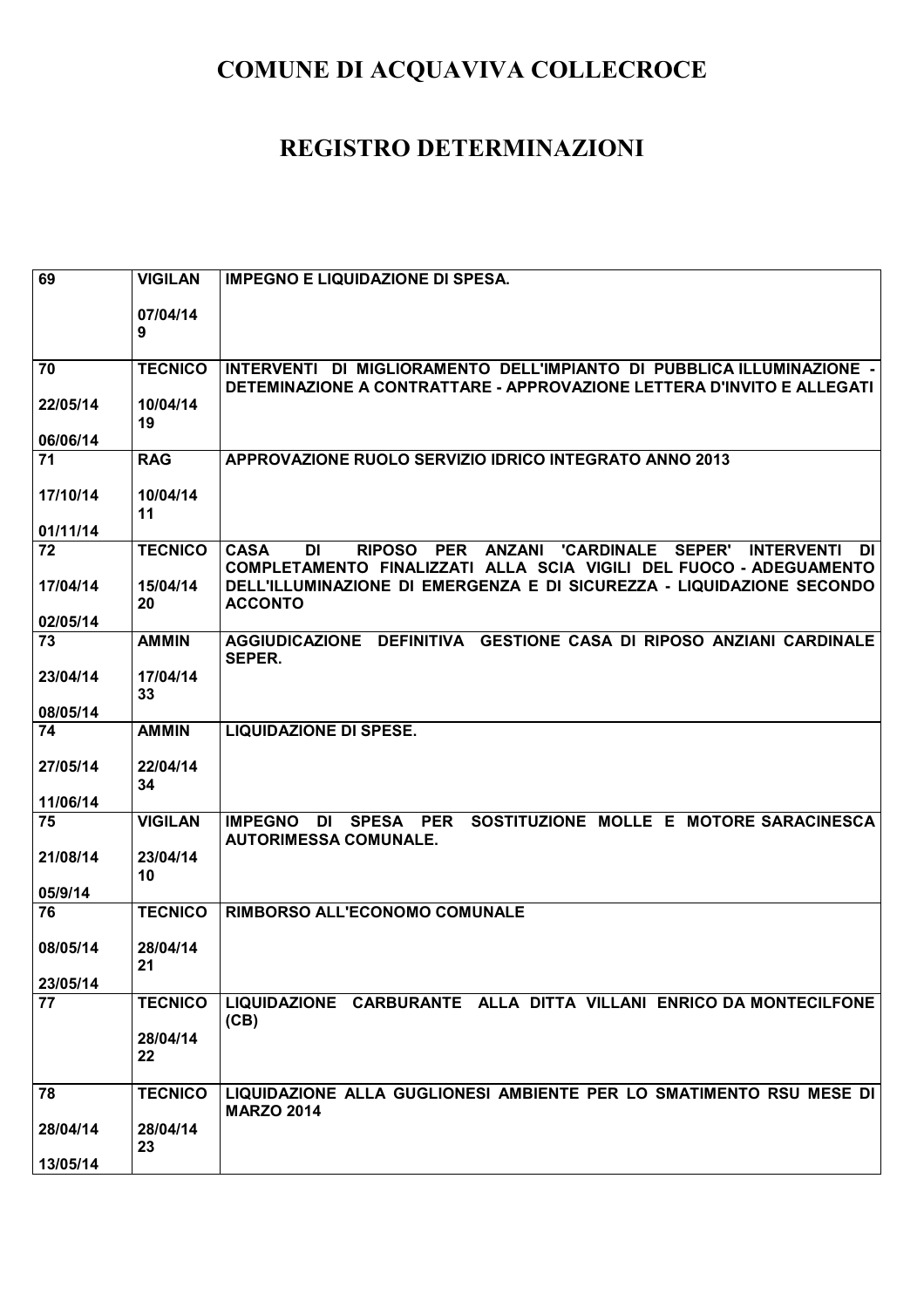# COMUNE DI ACQUAVIVA COLLECROCE

# REGISTRO DETERMINAZIONI

| | | |
|---|---|---|
| 69 | VIGILAN<br><br>07/04/14<br>9 | IMPEGNO E LIQUIDAZIONE DI SPESA. |
| 70<br><br>22/05/14<br><br>06/06/14 | TECNICO<br><br>10/04/14<br>19 | INTERVENTI DI MIGLIORAMENTO DELL'IMPIANTO DI PUBBLICA ILLUMINAZIONE - DETEMINAZIONE A CONTRATTARE - APPROVAZIONE LETTERA D'INVITO E ALLEGATI |
| 71<br><br>17/10/14<br><br>01/11/14 | RAG<br><br>10/04/14<br>11 | APPROVAZIONE RUOLO SERVIZIO IDRICO INTEGRATO ANNO 2013 |
| 72<br><br>17/04/14<br><br>02/05/14 | TECNICO<br><br>15/04/14<br>20 | CASA DI RIPOSO PER ANZANI 'CARDINALE SEPER' INTERVENTI DI COMPLETAMENTO FINALIZZATI ALLA SCIA VIGILI DEL FUOCO - ADEGUAMENTO DELL'ILLUMINAZIONE DI EMERGENZA E DI SICUREZZA - LIQUIDAZIONE SECONDO ACCONTO |
| 73<br><br>23/04/14<br><br>08/05/14 | AMMIN<br><br>17/04/14<br>33 | AGGIUDICAZIONE DEFINITIVA GESTIONE CASA DI RIPOSO ANZIANI CARDINALE SEPER. |
| 74<br><br>27/05/14<br><br>11/06/14 | AMMIN<br><br>22/04/14<br>34 | LIQUIDAZIONE DI SPESE. |
| 75<br><br>21/08/14<br><br>05/9/14 | VIGILAN<br><br>23/04/14<br>10 | IMPEGNO DI SPESA PER SOSTITUZIONE MOLLE E MOTORE SARACINESCA AUTORIMESSA COMUNALE. |
| 76<br><br>08/05/14<br><br>23/05/14 | TECNICO<br><br>28/04/14<br>21 | RIMBORSO ALL'ECONOMO COMUNALE |
| 77 | TECNICO<br><br>28/04/14<br>22 | LIQUIDAZIONE CARBURANTE ALLA DITTA VILLANI ENRICO DA MONTECILFONE (CB) |
| 78<br><br>28/04/14<br><br>13/05/14 | TECNICO<br><br>28/04/14<br>23 | LIQUIDAZIONE ALLA GUGLIONESI AMBIENTE PER LO SMATIMENTO RSU MESE DI MARZO 2014 |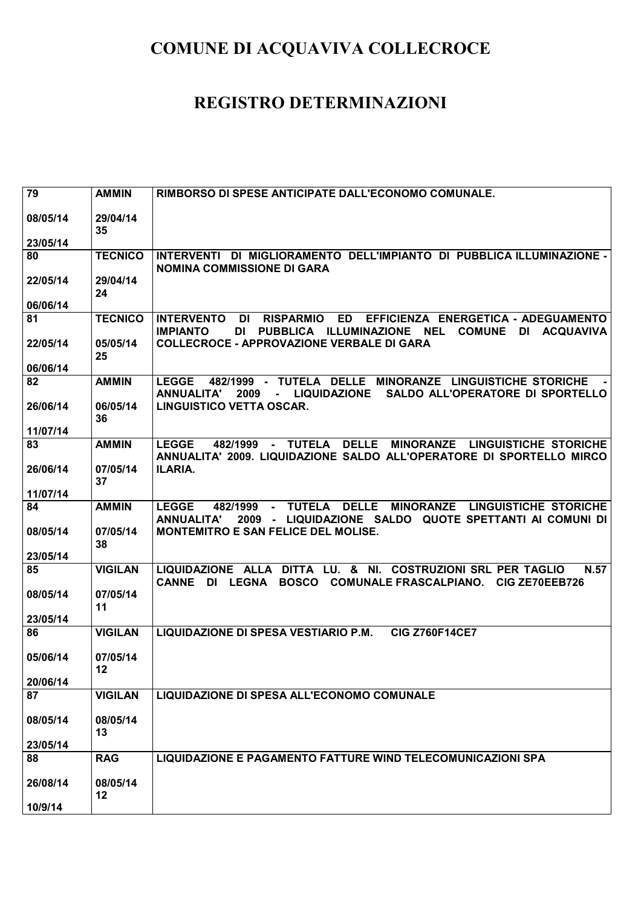# COMUNE DI ACQUAVIVA COLLECROCE

# REGISTRO DETERMINAZIONI

| | | |
|---|---|---|
| 79<br><br>08/05/14<br><br>23/05/14 | AMMIN<br><br>29/04/14<br>35 | RIMBORSO DI SPESE ANTICIPATE DALL'ECONOMO COMUNALE. |
| 80<br><br>22/05/14<br><br>06/06/14 | TECNICO<br><br>29/04/14<br>24 | INTERVENTI DI MIGLIORAMENTO DELL'IMPIANTO DI PUBBLICA ILLUMINAZIONE - NOMINA COMMISSIONE DI GARA |
| 81<br><br>22/05/14<br><br>06/06/14 | TECNICO<br><br>05/05/14<br>25 | INTERVENTO DI RISPARMIO ED EFFICIENZA ENERGETICA - ADEGUAMENTO IMPIANTO DI PUBBLICA ILLUMINAZIONE NEL COMUNE DI ACQUAVIVA COLLECROCE - APPROVAZIONE VERBALE DI GARA |
| 82<br><br>26/06/14<br><br>11/07/14 | AMMIN<br><br>06/05/14<br>36 | LEGGE 482/1999 - TUTELA DELLE MINORANZE LINGUISTICHE STORICHE - ANNUALITA' 2009 - LIQUIDAZIONE SALDO ALL'OPERATORE DI SPORTELLO LINGUISTICO VETTA OSCAR. |
| 83<br><br>26/06/14<br><br>11/07/14 | AMMIN<br><br>07/05/14<br>37 | LEGGE 482/1999 - TUTELA DELLE MINORANZE LINGUISTICHE STORICHE ANNUALITA' 2009. LIQUIDAZIONE SALDO ALL'OPERATORE DI SPORTELLO MIRCO ILARIA. |
| 84<br><br>08/05/14<br><br>23/05/14 | AMMIN<br><br>07/05/14<br>38 | LEGGE 482/1999 - TUTELA DELLE MINORANZE LINGUISTICHE STORICHE ANNUALITA' 2009 - LIQUIDAZIONE SALDO QUOTE SPETTANTI AI COMUNI DI MONTEMITRO E SAN FELICE DEL MOLISE. |
| 85<br><br>08/05/14<br><br>23/05/14 | VIGILAN<br><br>07/05/14<br>11 | LIQUIDAZIONE ALLA DITTA LU. & NI. COSTRUZIONI SRL PER TAGLIO N.57 CANNE DI LEGNA BOSCO COMUNALE FRASCALPIANO. CIG ZE70EEB726 |
| 86<br><br>05/06/14<br><br>20/06/14 | VIGILAN<br><br>07/05/14<br>12 | LIQUIDAZIONE DI SPESA VESTIARIO P.M. CIG Z760F14CE7 |
| 87<br><br>08/05/14<br><br>23/05/14 | VIGILAN<br><br>08/05/14<br>13 | LIQUIDAZIONE DI SPESA ALL'ECONOMO COMUNALE |
| 88<br><br>26/08/14<br><br>10/9/14 | RAG<br><br>08/05/14<br>12 | LIQUIDAZIONE E PAGAMENTO FATTURE WIND TELECOMUNICAZIONI SPA |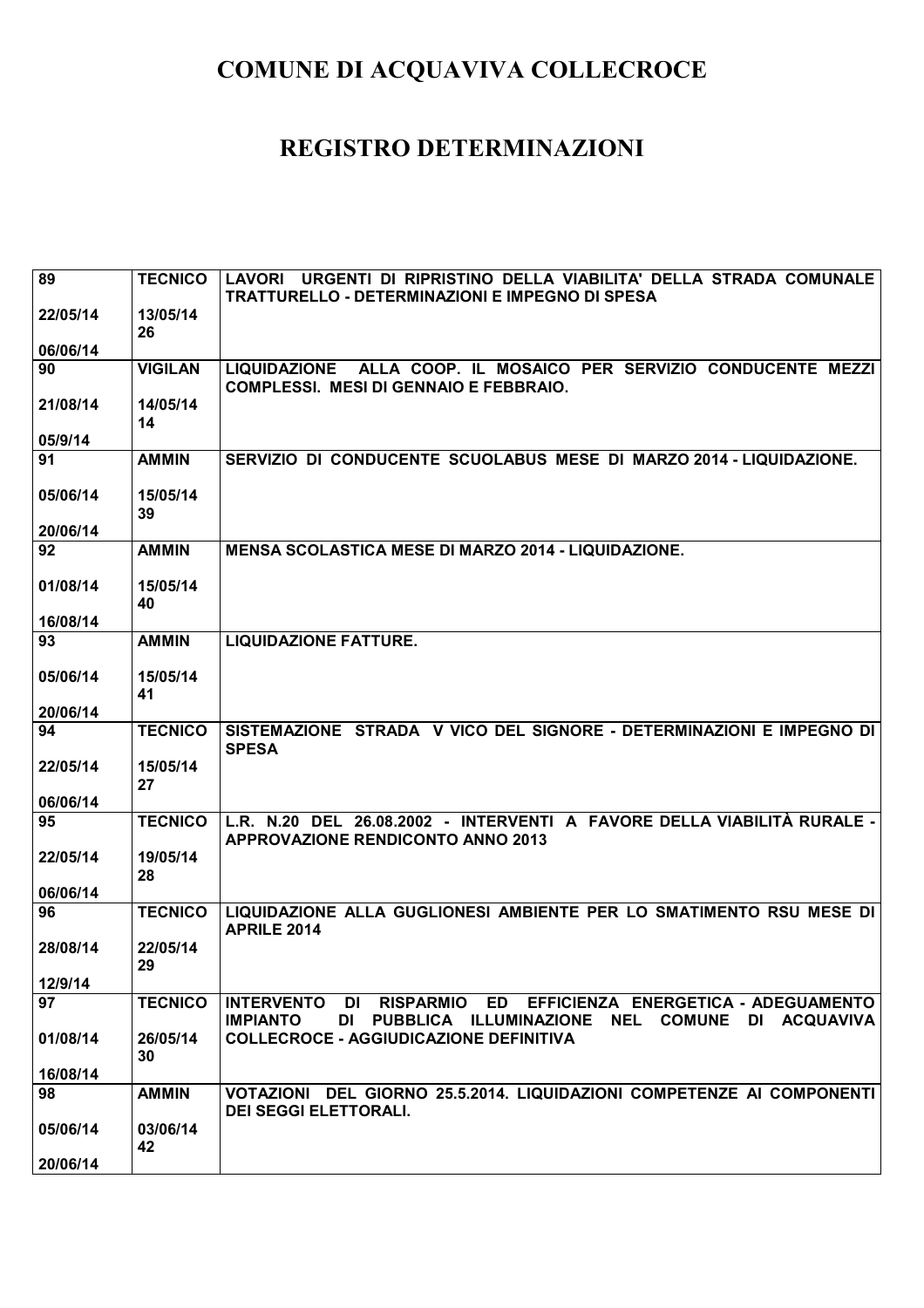# COMUNE DI ACQUAVIVA COLLECROCE

# REGISTRO DETERMINAZIONI

| | | |
|---|---|---|
| 89<br><br>22/05/14<br><br>06/06/14 | TECNICO<br><br>13/05/14<br>26 | LAVORI URGENTI DI RIPRISTINO DELLA VIABILITA' DELLA STRADA COMUNALE TRATTURELLO - DETERMINAZIONI E IMPEGNO DI SPESA |
| 90<br><br>21/08/14<br><br>05/9/14 | VIGILAN<br><br>14/05/14<br>14 | LIQUIDAZIONE ALLA COOP. IL MOSAICO PER SERVIZIO CONDUCENTE MEZZI COMPLESSI. MESI DI GENNAIO E FEBBRAIO. |
| 91<br><br>05/06/14<br><br>20/06/14 | AMMIN<br><br>15/05/14<br>39 | SERVIZIO DI CONDUCENTE SCUOLABUS MESE DI MARZO 2014 - LIQUIDAZIONE. |
| 92<br><br>01/08/14<br><br>16/08/14 | AMMIN<br><br>15/05/14<br>40 | MENSA SCOLASTICA MESE DI MARZO 2014 - LIQUIDAZIONE. |
| 93<br><br>05/06/14<br><br>20/06/14 | AMMIN<br><br>15/05/14<br>41 | LIQUIDAZIONE FATTURE. |
| 94<br><br>22/05/14<br><br>06/06/14 | TECNICO<br><br>15/05/14<br>27 | SISTEMAZIONE STRADA V VICO DEL SIGNORE - DETERMINAZIONI E IMPEGNO DI SPESA |
| 95<br><br>22/05/14<br><br>06/06/14 | TECNICO<br><br>19/05/14<br>28 | L.R. N.20 DEL 26.08.2002 - INTERVENTI A FAVORE DELLA VIABILITÀ RURALE - APPROVAZIONE RENDICONTO ANNO 2013 |
| 96<br><br>28/08/14<br><br>12/9/14 | TECNICO<br><br>22/05/14<br>29 | LIQUIDAZIONE ALLA GUGLIONESI AMBIENTE PER LO SMATIMENTO RSU MESE DI APRILE 2014 |
| 97<br><br>01/08/14<br><br>16/08/14 | TECNICO<br><br>26/05/14<br>30 | INTERVENTO DI RISPARMIO ED EFFICIENZA ENERGETICA - ADEGUAMENTO IMPIANTO DI PUBBLICA ILLUMINAZIONE NEL COMUNE DI ACQUAVIVA COLLECROCE - AGGIUDICAZIONE DEFINITIVA |
| 98<br><br>05/06/14<br><br>20/06/14 | AMMIN<br><br>03/06/14<br>42 | VOTAZIONI DEL GIORNO 25.5.2014. LIQUIDAZIONI COMPETENZE AI COMPONENTI DEI SEGGI ELETTORALI. |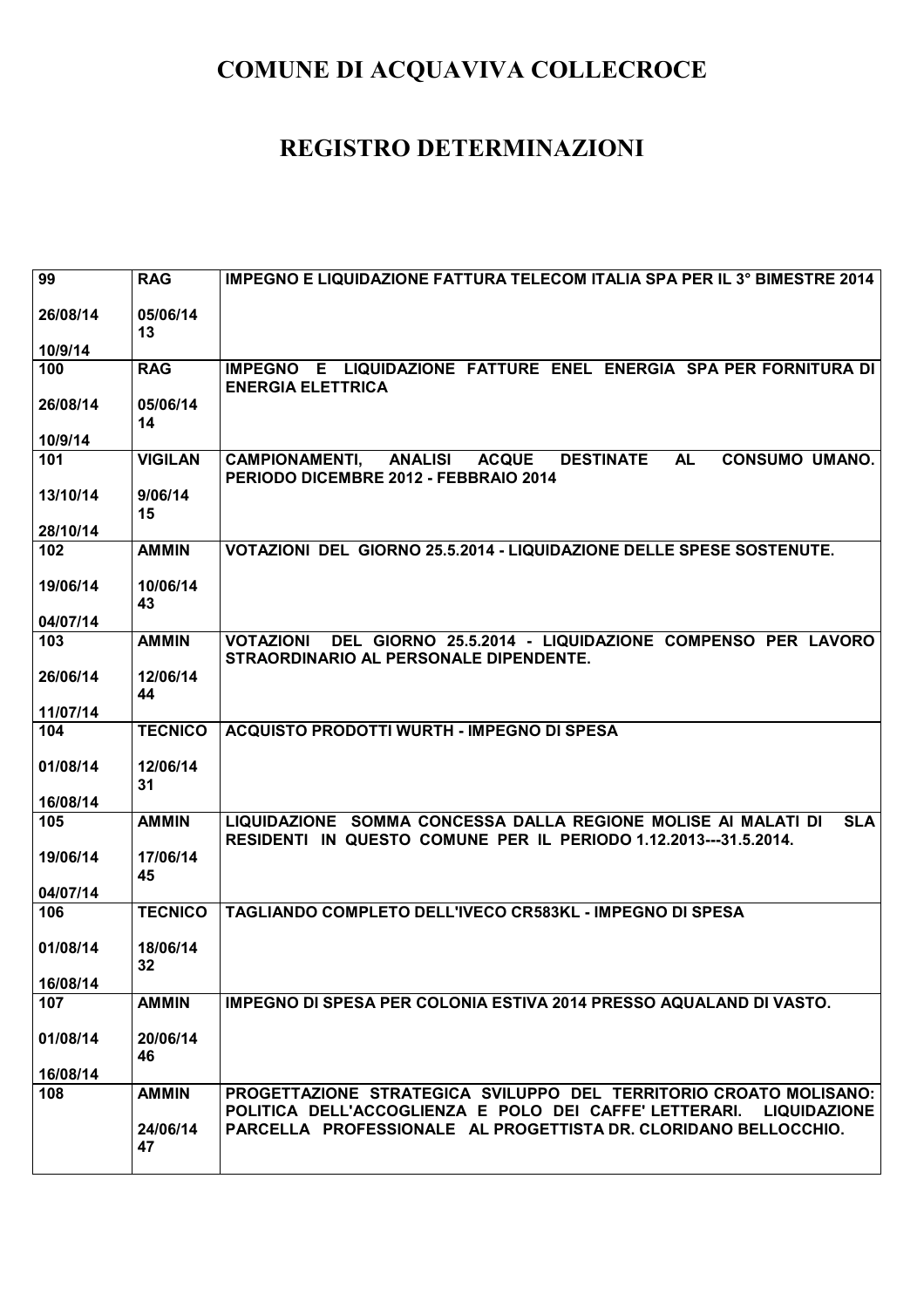# COMUNE DI ACQUAVIVA COLLECROCE

# REGISTRO DETERMINAZIONI

| | | |
|---|---|---|
| **99**<br><br>**26/08/14**<br><br>**10/9/14** | **RAG**<br><br>**05/06/14**<br>**13** | **IMPEGNO E LIQUIDAZIONE FATTURA TELECOM ITALIA SPA PER IL 3° BIMESTRE 2014** |
| **100**<br><br>**26/08/14**<br><br>**10/9/14** | **RAG**<br><br>**05/06/14**<br>**14** | **IMPEGNO E LIQUIDAZIONE FATTURE ENEL ENERGIA SPA PER FORNITURA DI ENERGIA ELETTRICA** |
| **101**<br><br>**13/10/14**<br><br>**28/10/14** | **VIGILAN**<br><br>**9/06/14**<br>**15** | **CAMPIONAMENTI, ANALISI ACQUE DESTINATE AL CONSUMO UMANO. PERIODO DICEMBRE 2012 - FEBBRAIO 2014** |
| **102**<br><br>**19/06/14**<br><br>**04/07/14** | **AMMIN**<br><br>**10/06/14**<br>**43** | **VOTAZIONI DEL GIORNO 25.5.2014 - LIQUIDAZIONE DELLE SPESE SOSTENUTE.** |
| **103**<br><br>**26/06/14**<br><br>**11/07/14** | **AMMIN**<br><br>**12/06/14**<br>**44** | **VOTAZIONI DEL GIORNO 25.5.2014 - LIQUIDAZIONE COMPENSO PER LAVORO STRAORDINARIO AL PERSONALE DIPENDENTE.** |
| **104**<br><br>**01/08/14**<br><br>**16/08/14** | **TECNICO**<br><br>**12/06/14**<br>**31** | **ACQUISTO PRODOTTI WURTH - IMPEGNO DI SPESA** |
| **105**<br><br>**19/06/14**<br><br>**04/07/14** | **AMMIN**<br><br>**17/06/14**<br>**45** | **LIQUIDAZIONE SOMMA CONCESSA DALLA REGIONE MOLISE AI MALATI DI SLA RESIDENTI IN QUESTO COMUNE PER IL PERIODO 1.12.2013---31.5.2014.** |
| **106**<br><br>**01/08/14**<br><br>**16/08/14** | **TECNICO**<br><br>**18/06/14**<br>**32** | **TAGLIANDO COMPLETO DELL'IVECO CR583KL - IMPEGNO DI SPESA** |
| **107**<br><br>**01/08/14**<br><br>**16/08/14** | **AMMIN**<br><br>**20/06/14**<br>**46** | **IMPEGNO DI SPESA PER COLONIA ESTIVA 2014 PRESSO AQUALAND DI VASTO.** |
| **108** | **AMMIN**<br><br>**24/06/14**<br>**47** | **PROGETTAZIONE STRATEGICA SVILUPPO DEL TERRITORIO CROATO MOLISANO: POLITICA DELL'ACCOGLIENZA E POLO DEI CAFFE' LETTERARI. LIQUIDAZIONE PARCELLA PROFESSIONALE AL PROGETTISTA DR. CLORIDANO BELLOCCHIO.** |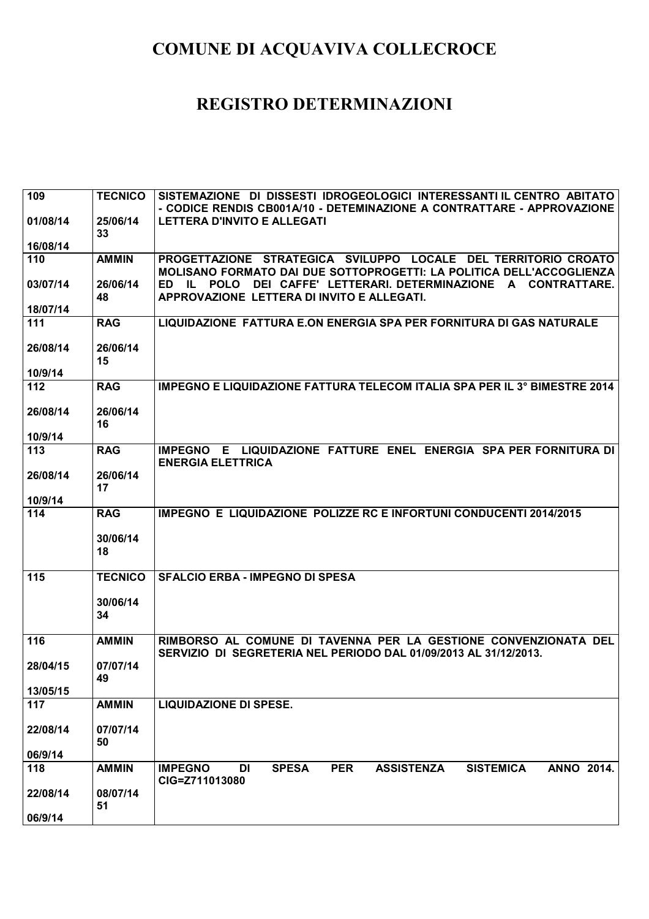# COMUNE DI ACQUAVIVA COLLECROCE

# REGISTRO DETERMINAZIONI

| | | |
|---|---|---|
| 109<br><br>01/08/14<br><br>16/08/14 | TECNICO<br><br>25/06/14<br>33 | SISTEMAZIONE DI DISSESTI IDROGEOLOGICI INTERESSANTI IL CENTRO ABITATO - CODICE RENDIS CB001A/10 - DETEMINAZIONE A CONTRATTARE - APPROVAZIONE LETTERA D'INVITO E ALLEGATI |
| 110<br><br>03/07/14<br><br>18/07/14 | AMMIN<br><br>26/06/14<br>48 | PROGETTAZIONE STRATEGICA SVILUPPO LOCALE DEL TERRITORIO CROATO MOLISANO FORMATO DAI DUE SOTTOPROGETTI: LA POLITICA DELL'ACCOGLIENZA ED IL POLO DEI CAFFE' LETTERARI. DETERMINAZIONE A CONTRATTARE. APPROVAZIONE LETTERA DI INVITO E ALLEGATI. |
| 111<br><br>26/08/14<br><br>10/9/14 | RAG<br><br>26/06/14<br>15 | LIQUIDAZIONE FATTURA E.ON ENERGIA SPA PER FORNITURA DI GAS NATURALE |
| 112<br><br>26/08/14<br><br>10/9/14 | RAG<br><br>26/06/14<br>16 | IMPEGNO E LIQUIDAZIONE FATTURA TELECOM ITALIA SPA PER IL 3° BIMESTRE 2014 |
| 113<br><br>26/08/14<br><br>10/9/14 | RAG<br><br>26/06/14<br>17 | IMPEGNO E LIQUIDAZIONE FATTURE ENEL ENERGIA SPA PER FORNITURA DI ENERGIA ELETTRICA |
| 114 | RAG<br><br>30/06/14<br>18 | IMPEGNO E LIQUIDAZIONE POLIZZE RC E INFORTUNI CONDUCENTI 2014/2015 |
| 115 | TECNICO<br><br>30/06/14<br>34 | SFALCIO ERBA - IMPEGNO DI SPESA |
| 116<br><br>28/04/15<br><br>13/05/15 | AMMIN<br><br>07/07/14<br>49 | RIMBORSO AL COMUNE DI TAVENNA PER LA GESTIONE CONVENZIONATA DEL SERVIZIO DI SEGRETERIA NEL PERIODO DAL 01/09/2013 AL 31/12/2013. |
| 117<br><br>22/08/14<br><br>06/9/14 | AMMIN<br><br>07/07/14<br>50 | LIQUIDAZIONE DI SPESE. |
| 118<br><br>22/08/14<br><br>06/9/14 | AMMIN<br><br>08/07/14<br>51 | IMPEGNO DI SPESA PER ASSISTENZA SISTEMICA ANNO 2014. CIG=Z711013080 |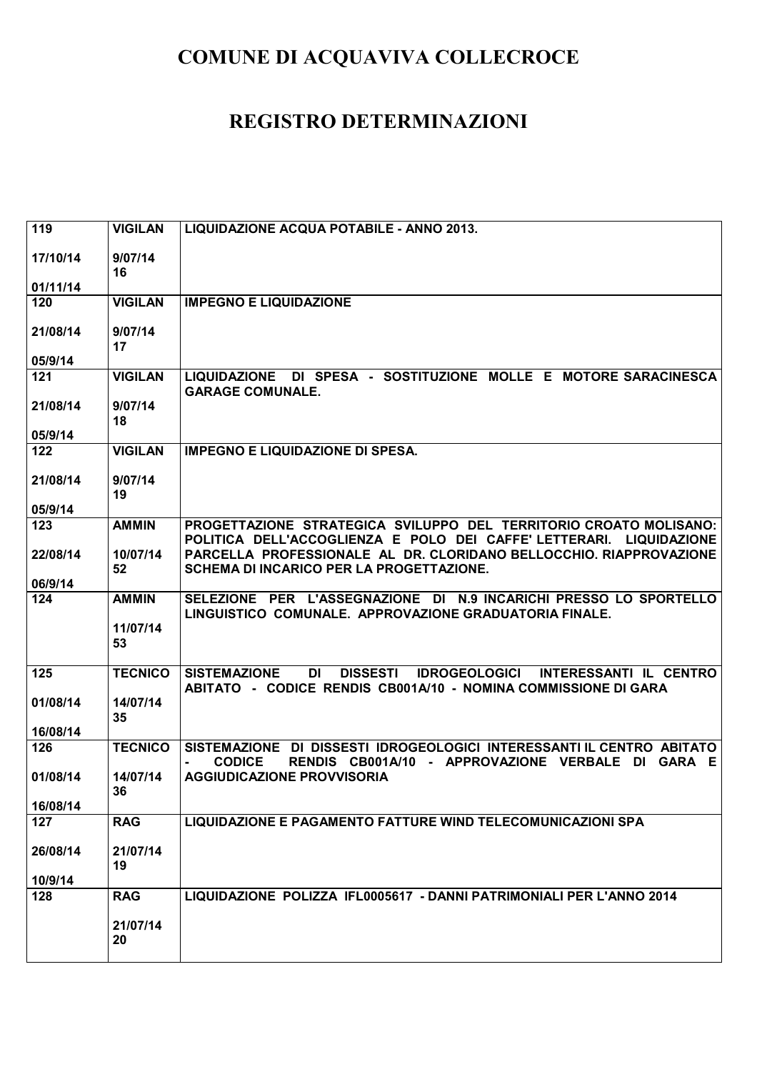# COMUNE DI ACQUAVIVA COLLECROCE

# REGISTRO DETERMINAZIONI

| | | |
|---|---|---|
| 119<br><br>17/10/14<br><br>01/11/14 | VIGILAN<br><br>9/07/14<br>16 | LIQUIDAZIONE ACQUA POTABILE - ANNO 2013. |
| 120<br><br>21/08/14<br><br>05/9/14 | VIGILAN<br><br>9/07/14<br>17 | IMPEGNO E LIQUIDAZIONE |
| 121<br><br>21/08/14<br><br>05/9/14 | VIGILAN<br><br>9/07/14<br>18 | LIQUIDAZIONE DI SPESA - SOSTITUZIONE MOLLE E MOTORE SARACINESCA GARAGE COMUNALE. |
| 122<br><br>21/08/14<br><br>05/9/14 | VIGILAN<br><br>9/07/14<br>19 | IMPEGNO E LIQUIDAZIONE DI SPESA. |
| 123<br><br>22/08/14<br><br>06/9/14 | AMMIN<br><br>10/07/14<br>52 | PROGETTAZIONE STRATEGICA SVILUPPO DEL TERRITORIO CROATO MOLISANO: POLITICA DELL'ACCOGLIENZA E POLO DEI CAFFE' LETTERARI. LIQUIDAZIONE PARCELLA PROFESSIONALE AL DR. CLORIDANO BELLOCCHIO. RIAPPROVAZIONE SCHEMA DI INCARICO PER LA PROGETTAZIONE. |
| 124 | AMMIN<br><br>11/07/14<br>53 | SELEZIONE PER L'ASSEGNAZIONE DI N.9 INCARICHI PRESSO LO SPORTELLO LINGUISTICO COMUNALE. APPROVAZIONE GRADUATORIA FINALE. |
| 125<br><br>01/08/14<br><br>16/08/14 | TECNICO<br><br>14/07/14<br>35 | SISTEMAZIONE DI DISSESTI IDROGEOLOGICI INTERESSANTI IL CENTRO ABITATO - CODICE RENDIS CB001A/10 - NOMINA COMMISSIONE DI GARA |
| 126<br><br>01/08/14<br><br>16/08/14 | TECNICO<br><br>14/07/14<br>36 | SISTEMAZIONE DI DISSESTI IDROGEOLOGICI INTERESSANTI IL CENTRO ABITATO - CODICE RENDIS CB001A/10 - APPROVAZIONE VERBALE DI GARA E AGGIUDICAZIONE PROVVISORIA |
| 127<br><br>26/08/14<br><br>10/9/14 | RAG<br><br>21/07/14<br>19 | LIQUIDAZIONE E PAGAMENTO FATTURE WIND TELECOMUNICAZIONI SPA |
| 128 | RAG<br><br>21/07/14<br>20 | LIQUIDAZIONE POLIZZA IFL0005617 - DANNI PATRIMONIALI PER L'ANNO 2014 |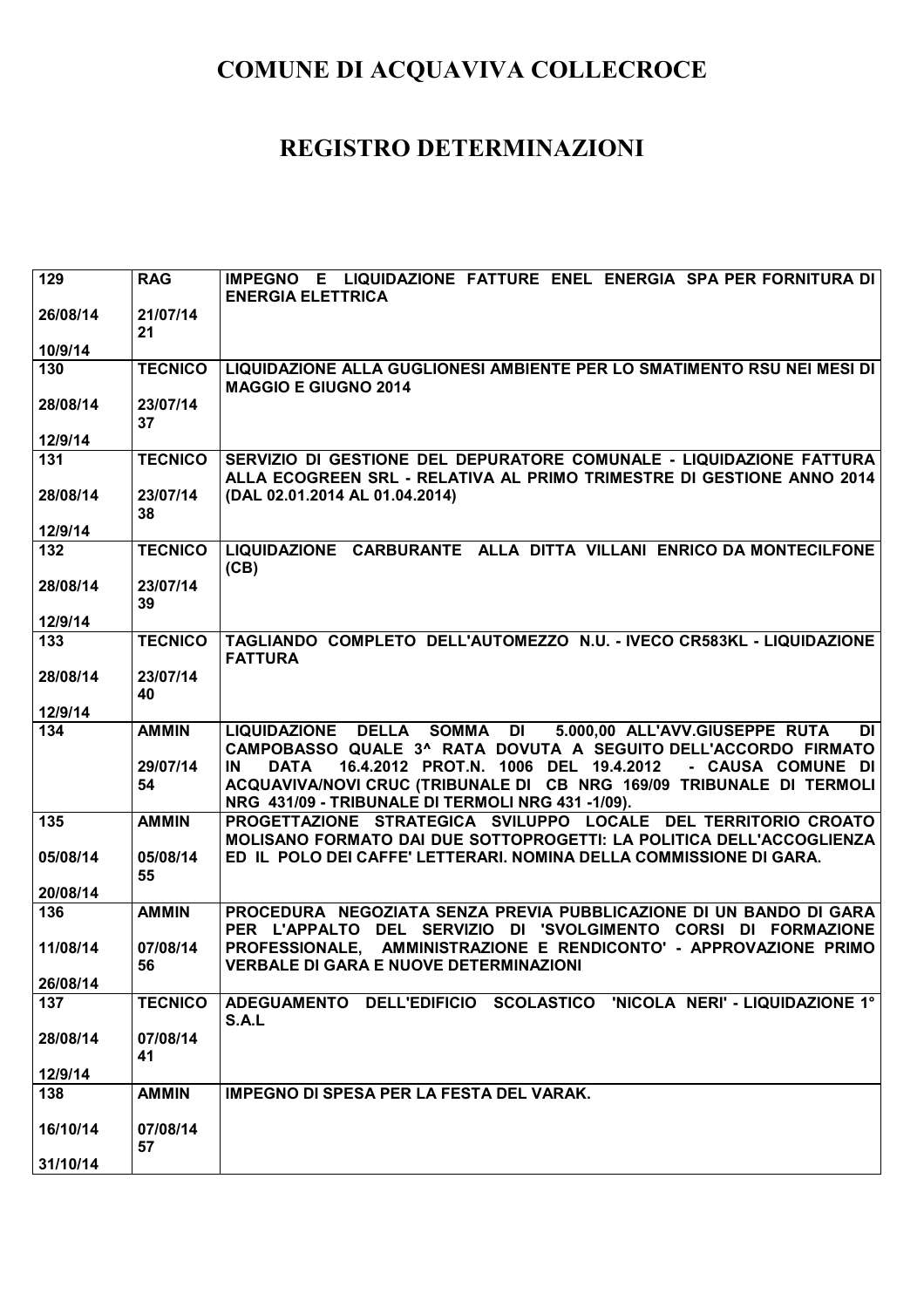# COMUNE DI ACQUAVIVA COLLECROCE

# REGISTRO DETERMINAZIONI

| | | |
|---|---|---|
| **129**<br>**26/08/14**<br>**10/9/14** | **RAG**<br>**21/07/14**<br>**21** | **IMPEGNO E LIQUIDAZIONE FATTURE ENEL ENERGIA SPA PER FORNITURA DI ENERGIA ELETTRICA** |
| **130**<br>**28/08/14**<br>**12/9/14** | **TECNICO**<br>**23/07/14**<br>**37** | **LIQUIDAZIONE ALLA GUGLIONESI AMBIENTE PER LO SMATIMENTO RSU NEI MESI DI MAGGIO E GIUGNO 2014** |
| **131**<br>**28/08/14**<br>**12/9/14** | **TECNICO**<br>**23/07/14**<br>**38** | **SERVIZIO DI GESTIONE DEL DEPURATORE COMUNALE - LIQUIDAZIONE FATTURA ALLA ECOGREEN SRL - RELATIVA AL PRIMO TRIMESTRE DI GESTIONE ANNO 2014 (DAL 02.01.2014 AL 01.04.2014)** |
| **132**<br>**28/08/14**<br>**12/9/14** | **TECNICO**<br>**23/07/14**<br>**39** | **LIQUIDAZIONE CARBURANTE ALLA DITTA VILLANI ENRICO DA MONTECILFONE (CB)** |
| **133**<br>**28/08/14**<br>**12/9/14** | **TECNICO**<br>**23/07/14**<br>**40** | **TAGLIANDO COMPLETO DELL'AUTOMEZZO N.U. - IVECO CR583KL - LIQUIDAZIONE FATTURA** |
| **134** | **AMMIN**<br>**29/07/14**<br>**54** | **LIQUIDAZIONE DELLA SOMMA DI 5.000,00 ALL'AVV.GIUSEPPE RUTA DI CAMPOBASSO QUALE 3^ RATA DOVUTA A SEGUITO DELL'ACCORDO FIRMATO IN DATA 16.4.2012 PROT.N. 1006 DEL 19.4.2012 - CAUSA COMUNE DI ACQUAVIVA/NOVI CRUC (TRIBUNALE DI CB NRG 169/09 TRIBUNALE DI TERMOLI NRG 431/09 - TRIBUNALE DI TERMOLI NRG 431 -1/09).** |
| **135**<br>**05/08/14**<br>**20/08/14** | **AMMIN**<br>**05/08/14**<br>**55** | **PROGETTAZIONE STRATEGICA SVILUPPO LOCALE DEL TERRITORIO CROATO MOLISANO FORMATO DAI DUE SOTTOPROGETTI: LA POLITICA DELL'ACCOGLIENZA ED IL POLO DEI CAFFE' LETTERARI. NOMINA DELLA COMMISSIONE DI GARA.** |
| **136**<br>**11/08/14**<br>**26/08/14** | **AMMIN**<br>**07/08/14**<br>**56** | **PROCEDURA NEGOZIATA SENZA PREVIA PUBBLICAZIONE DI UN BANDO DI GARA PER L'APPALTO DEL SERVIZIO DI 'SVOLGIMENTO CORSI DI FORMAZIONE PROFESSIONALE, AMMINISTRAZIONE E RENDICONTO' - APPROVAZIONE PRIMO VERBALE DI GARA E NUOVE DETERMINAZIONI** |
| **137**<br>**28/08/14**<br>**12/9/14** | **TECNICO**<br>**07/08/14**<br>**41** | **ADEGUAMENTO DELL'EDIFICIO SCOLASTICO 'NICOLA NERI' - LIQUIDAZIONE 1° S.A.L** |
| **138**<br>**16/10/14**<br>**31/10/14** | **AMMIN**<br>**07/08/14**<br>**57** | **IMPEGNO DI SPESA PER LA FESTA DEL VARAK.** |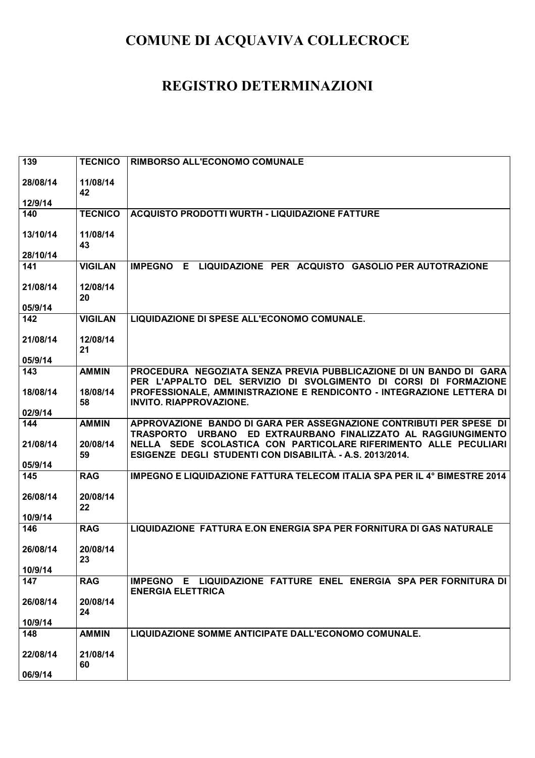# COMUNE DI ACQUAVIVA COLLECROCE

# REGISTRO DETERMINAZIONI

| | | |
|---|---|---|
| 139<br><br>28/08/14<br><br>12/9/14 | TECNICO<br><br>11/08/14<br>42 | RIMBORSO ALL'ECONOMO COMUNALE |
| 140<br><br>13/10/14<br><br>28/10/14 | TECNICO<br><br>11/08/14<br>43 | ACQUISTO PRODOTTI WURTH - LIQUIDAZIONE FATTURE |
| 141<br><br>21/08/14<br><br>05/9/14 | VIGILAN<br><br>12/08/14<br>20 | IMPEGNO E LIQUIDAZIONE PER ACQUISTO GASOLIO PER AUTOTRAZIONE |
| 142<br><br>21/08/14<br><br>05/9/14 | VIGILAN<br><br>12/08/14<br>21 | LIQUIDAZIONE DI SPESE ALL'ECONOMO COMUNALE. |
| 143<br><br>18/08/14<br><br>02/9/14 | AMMIN<br><br>18/08/14<br>58 | PROCEDURA NEGOZIATA SENZA PREVIA PUBBLICAZIONE DI UN BANDO DI GARA PER L'APPALTO DEL SERVIZIO DI SVOLGIMENTO DI CORSI DI FORMAZIONE PROFESSIONALE, AMMINISTRAZIONE E RENDICONTO - INTEGRAZIONE LETTERA DI INVITO. RIAPPROVAZIONE. |
| 144<br><br>21/08/14<br><br>05/9/14 | AMMIN<br><br>20/08/14<br>59 | APPROVAZIONE BANDO DI GARA PER ASSEGNAZIONE CONTRIBUTI PER SPESE DI TRASPORTO URBANO ED EXTRAURBANO FINALIZZATO AL RAGGIUNGIMENTO NELLA SEDE SCOLASTICA CON PARTICOLARE RIFERIMENTO ALLE PECULIARI ESIGENZE DEGLI STUDENTI CON DISABILITÀ. - A.S. 2013/2014. |
| 145<br><br>26/08/14<br><br>10/9/14 | RAG<br><br>20/08/14<br>22 | IMPEGNO E LIQUIDAZIONE FATTURA TELECOM ITALIA SPA PER IL 4° BIMESTRE 2014 |
| 146<br><br>26/08/14<br><br>10/9/14 | RAG<br><br>20/08/14<br>23 | LIQUIDAZIONE FATTURA E.ON ENERGIA SPA PER FORNITURA DI GAS NATURALE |
| 147<br><br>26/08/14<br><br>10/9/14 | RAG<br><br>20/08/14<br>24 | IMPEGNO E LIQUIDAZIONE FATTURE ENEL ENERGIA SPA PER FORNITURA DI ENERGIA ELETTRICA |
| 148<br><br>22/08/14<br><br>06/9/14 | AMMIN<br><br>21/08/14<br>60 | LIQUIDAZIONE SOMME ANTICIPATE DALL'ECONOMO COMUNALE. |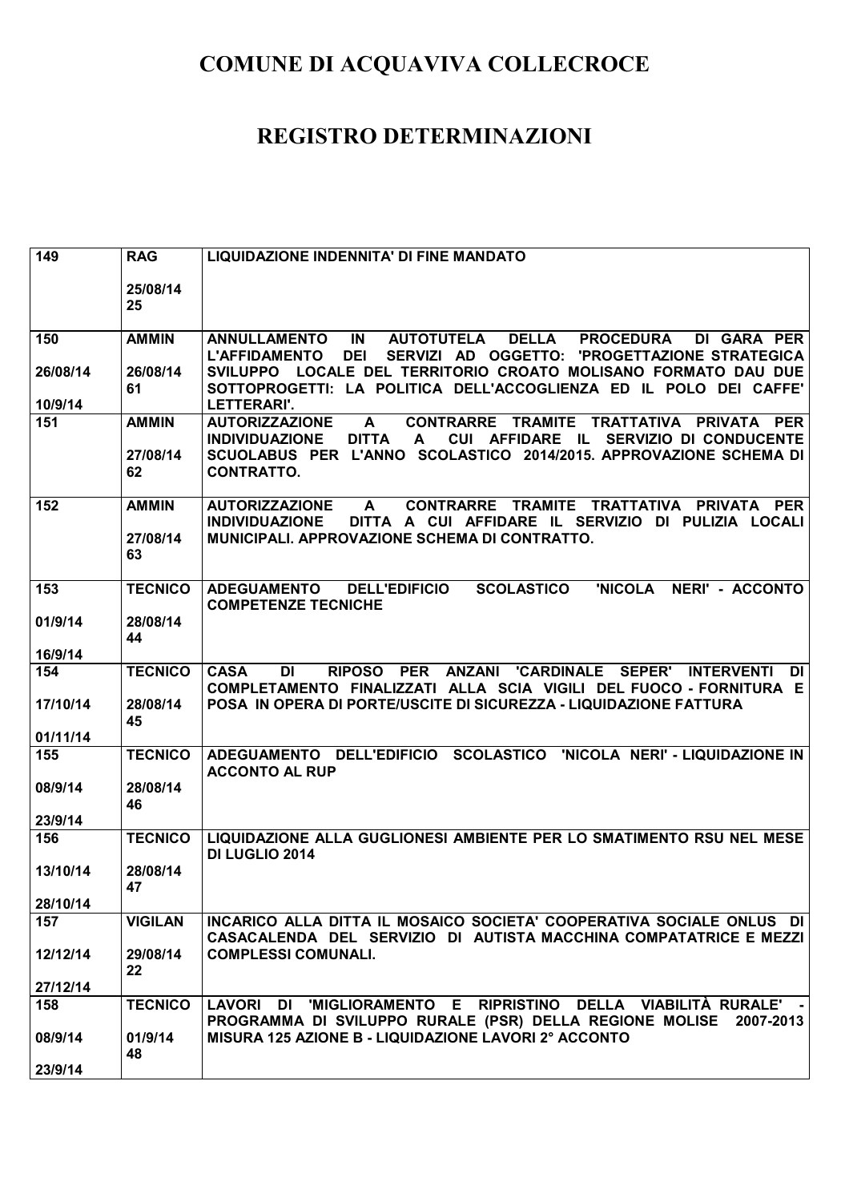# COMUNE DI ACQUAVIVA COLLECROCE

# REGISTRO DETERMINAZIONI

| | | |
|---|---|---|
| 149 | RAG<br><br>25/08/14<br>25 | LIQUIDAZIONE INDENNITA' DI FINE MANDATO |
| 150<br><br>26/08/14<br><br>10/9/14 | AMMIN<br><br>26/08/14<br>61 | ANNULLAMENTO IN AUTOTUTELA DELLA PROCEDURA DI GARA PER L'AFFIDAMENTO DEI SERVIZI AD OGGETTO: 'PROGETTAZIONE STRATEGICA SVILUPPO LOCALE DEL TERRITORIO CROATO MOLISANO FORMATO DAU DUE SOTTOPROGETTI: LA POLITICA DELL'ACCOGLIENZA ED IL POLO DEI CAFFE' LETTERARI'. |
| 151 | AMMIN<br><br>27/08/14<br>62 | AUTORIZZAZIONE A CONTRARRE TRAMITE TRATTATIVA PRIVATA PER INDIVIDUAZIONE DITTA A CUI AFFIDARE IL SERVIZIO DI CONDUCENTE SCUOLABUS PER L'ANNO SCOLASTICO 2014/2015. APPROVAZIONE SCHEMA DI CONTRATTO. |
| 152 | AMMIN<br><br>27/08/14<br>63 | AUTORIZZAZIONE A CONTRARRE TRAMITE TRATTATIVA PRIVATA PER INDIVIDUAZIONE DITTA A CUI AFFIDARE IL SERVIZIO DI PULIZIA LOCALI MUNICIPALI. APPROVAZIONE SCHEMA DI CONTRATTO. |
| 153<br><br>01/9/14<br><br>16/9/14 | TECNICO<br><br>28/08/14<br>44 | ADEGUAMENTO DELL'EDIFICIO SCOLASTICO 'NICOLA NERI' - ACCONTO COMPETENZE TECNICHE |
| 154<br><br>17/10/14<br><br>01/11/14 | TECNICO<br><br>28/08/14<br>45 | CASA DI RIPOSO PER ANZANI 'CARDINALE SEPER' INTERVENTI DI COMPLETAMENTO FINALIZZATI ALLA SCIA VIGILI DEL FUOCO - FORNITURA E POSA IN OPERA DI PORTE/USCITE DI SICUREZZA - LIQUIDAZIONE FATTURA |
| 155<br><br>08/9/14<br><br>23/9/14 | TECNICO<br><br>28/08/14<br>46 | ADEGUAMENTO DELL'EDIFICIO SCOLASTICO 'NICOLA NERI' - LIQUIDAZIONE IN ACCONTO AL RUP |
| 156<br><br>13/10/14<br><br>28/10/14 | TECNICO<br><br>28/08/14<br>47 | LIQUIDAZIONE ALLA GUGLIONESI AMBIENTE PER LO SMATIMENTO RSU NEL MESE DI LUGLIO 2014 |
| 157<br><br>12/12/14<br><br>27/12/14 | VIGILAN<br><br>29/08/14<br>22 | INCARICO ALLA DITTA IL MOSAICO SOCIETA' COOPERATIVA SOCIALE ONLUS DI CASACALENDA DEL SERVIZIO DI AUTISTA MACCHINA COMPATATRICE E MEZZI COMPLESSI COMUNALI. |
| 158<br><br>08/9/14<br><br>23/9/14 | TECNICO<br><br>01/9/14<br>48 | LAVORI DI 'MIGLIORAMENTO E RIPRISTINO DELLA VIABILITÀ RURALE' - PROGRAMMA DI SVILUPPO RURALE (PSR) DELLA REGIONE MOLISE 2007-2013 MISURA 125 AZIONE B - LIQUIDAZIONE LAVORI 2° ACCONTO |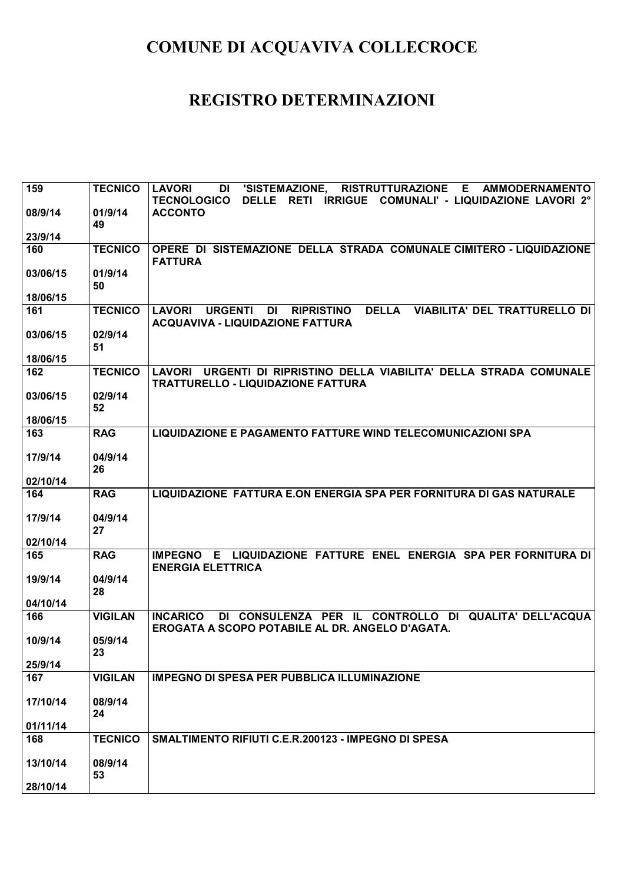# COMUNE DI ACQUAVIVA COLLECROCE

# REGISTRO DETERMINAZIONI

| | | |
|---|---|---|
| **159**<br><br>**08/9/14**<br><br>**23/9/14** | **TECNICO**<br><br>**01/9/14**<br>**49** | **LAVORI DI 'SISTEMAZIONE, RISTRUTTURAZIONE E AMMODERNAMENTO TECNOLOGICO DELLE RETI IRRIGUE COMUNALI' - LIQUIDAZIONE LAVORI 2° ACCONTO** |
| **160**<br><br>**03/06/15**<br><br>**18/06/15** | **TECNICO**<br><br>**01/9/14**<br>**50** | **OPERE DI SISTEMAZIONE DELLA STRADA COMUNALE CIMITERO - LIQUIDAZIONE FATTURA** |
| **161**<br><br>**03/06/15**<br><br>**18/06/15** | **TECNICO**<br><br>**02/9/14**<br>**51** | **LAVORI URGENTI DI RIPRISTINO DELLA VIABILITA' DEL TRATTURELLO DI ACQUAVIVA - LIQUIDAZIONE FATTURA** |
| **162**<br><br>**03/06/15**<br><br>**18/06/15** | **TECNICO**<br><br>**02/9/14**<br>**52** | **LAVORI URGENTI DI RIPRISTINO DELLA VIABILITA' DELLA STRADA COMUNALE TRATTURELLO - LIQUIDAZIONE FATTURA** |
| **163**<br><br>**17/9/14**<br><br>**02/10/14** | **RAG**<br><br>**04/9/14**<br>**26** | **LIQUIDAZIONE E PAGAMENTO FATTURE WIND TELECOMUNICAZIONI SPA** |
| **164**<br><br>**17/9/14**<br><br>**02/10/14** | **RAG**<br><br>**04/9/14**<br>**27** | **LIQUIDAZIONE FATTURA E.ON ENERGIA SPA PER FORNITURA DI GAS NATURALE** |
| **165**<br><br>**19/9/14**<br><br>**04/10/14** | **RAG**<br><br>**04/9/14**<br>**28** | **IMPEGNO E LIQUIDAZIONE FATTURE ENEL ENERGIA SPA PER FORNITURA DI ENERGIA ELETTRICA** |
| **166**<br><br>**10/9/14**<br><br>**25/9/14** | **VIGILAN**<br><br>**05/9/14**<br>**23** | **INCARICO DI CONSULENZA PER IL CONTROLLO DI QUALITA' DELL'ACQUA EROGATA A SCOPO POTABILE AL DR. ANGELO D'AGATA.** |
| **167**<br><br>**17/10/14**<br><br>**01/11/14** | **VIGILAN**<br><br>**08/9/14**<br>**24** | **IMPEGNO DI SPESA PER PUBBLICA ILLUMINAZIONE** |
| **168**<br><br>**13/10/14**<br><br>**28/10/14** | **TECNICO**<br><br>**08/9/14**<br>**53** | **SMALTIMENTO RIFIUTI C.E.R.200123 - IMPEGNO DI SPESA** |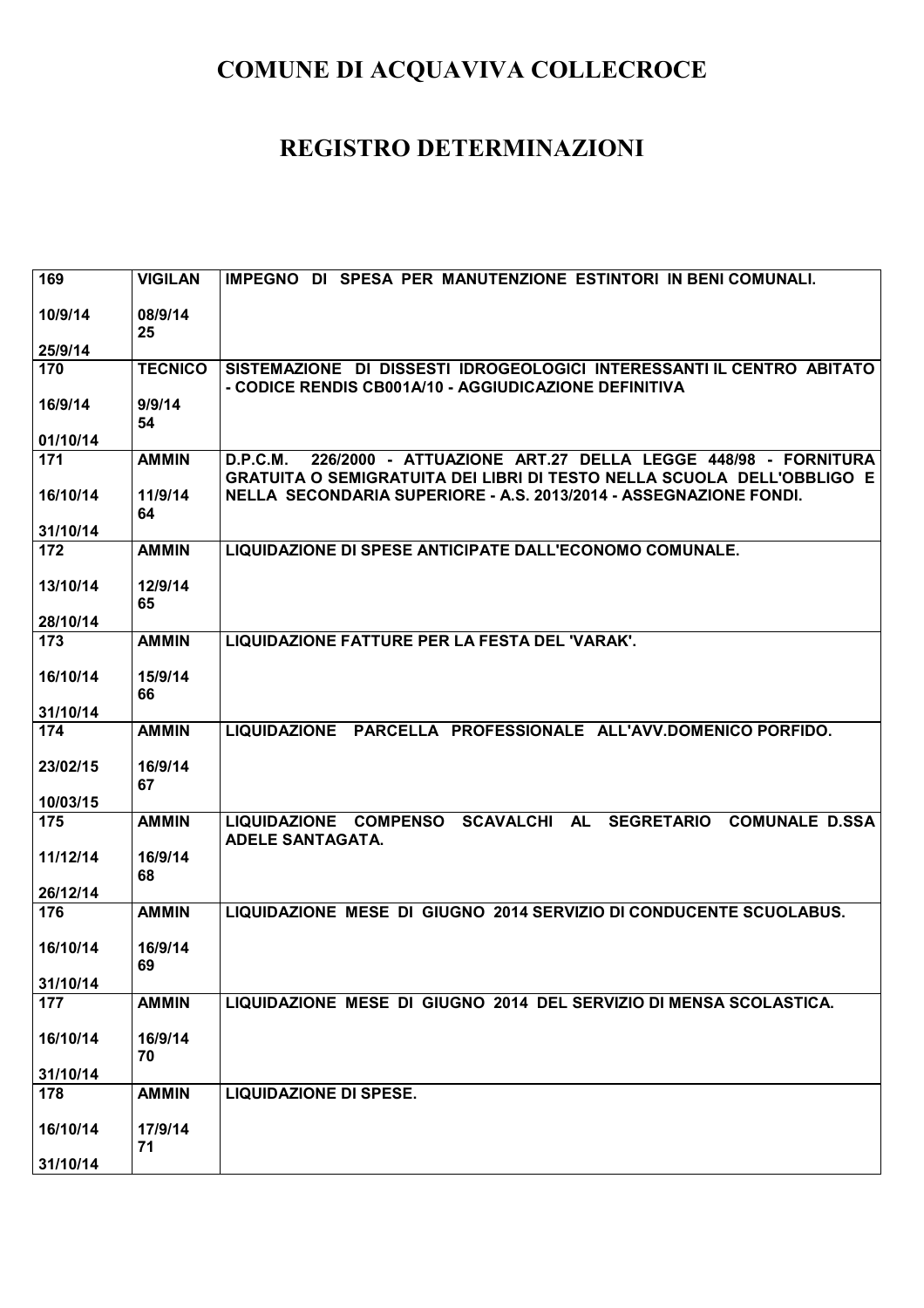# COMUNE DI ACQUAVIVA COLLECROCE

# REGISTRO DETERMINAZIONI

| | | |
|---|---|---|
| **169**<br><br>**10/9/14**<br><br>**25/9/14** | **VIGILAN**<br><br>**08/9/14**<br>**25** | **IMPEGNO DI SPESA PER MANUTENZIONE ESTINTORI IN BENI COMUNALI.** |
| **170**<br><br>**16/9/14**<br><br>**01/10/14** | **TECNICO**<br><br>**9/9/14**<br>**54** | **SISTEMAZIONE DI DISSESTI IDROGEOLOGICI INTERESSANTI IL CENTRO ABITATO - CODICE RENDIS CB001A/10 - AGGIUDICAZIONE DEFINITIVA** |
| **171**<br><br>**16/10/14**<br><br>**31/10/14** | **AMMIN**<br><br>**11/9/14**<br>**64** | **D.P.C.M. 226/2000 - ATTUAZIONE ART.27 DELLA LEGGE 448/98 - FORNITURA GRATUITA O SEMIGRATUITA DEI LIBRI DI TESTO NELLA SCUOLA DELL'OBBLIGO E NELLA SECONDARIA SUPERIORE - A.S. 2013/2014 - ASSEGNAZIONE FONDI.** |
| **172**<br><br>**13/10/14**<br><br>**28/10/14** | **AMMIN**<br><br>**12/9/14**<br>**65** | **LIQUIDAZIONE DI SPESE ANTICIPATE DALL'ECONOMO COMUNALE.** |
| **173**<br><br>**16/10/14**<br><br>**31/10/14** | **AMMIN**<br><br>**15/9/14**<br>**66** | **LIQUIDAZIONE FATTURE PER LA FESTA DEL 'VARAK'.** |
| **174**<br><br>**23/02/15**<br><br>**10/03/15** | **AMMIN**<br><br>**16/9/14**<br>**67** | **LIQUIDAZIONE PARCELLA PROFESSIONALE ALL'AVV.DOMENICO PORFIDO.** |
| **175**<br><br>**11/12/14**<br><br>**26/12/14** | **AMMIN**<br><br>**16/9/14**<br>**68** | **LIQUIDAZIONE COMPENSO SCAVALCHI AL SEGRETARIO COMUNALE D.SSA ADELE SANTAGATA.** |
| **176**<br><br>**16/10/14**<br><br>**31/10/14** | **AMMIN**<br><br>**16/9/14**<br>**69** | **LIQUIDAZIONE MESE DI GIUGNO 2014 SERVIZIO DI CONDUCENTE SCUOLABUS.** |
| **177**<br><br>**16/10/14**<br><br>**31/10/14** | **AMMIN**<br><br>**16/9/14**<br>**70** | **LIQUIDAZIONE MESE DI GIUGNO 2014 DEL SERVIZIO DI MENSA SCOLASTICA.** |
| **178**<br><br>**16/10/14**<br><br>**31/10/14** | **AMMIN**<br><br>**17/9/14**<br>**71** | **LIQUIDAZIONE DI SPESE.** |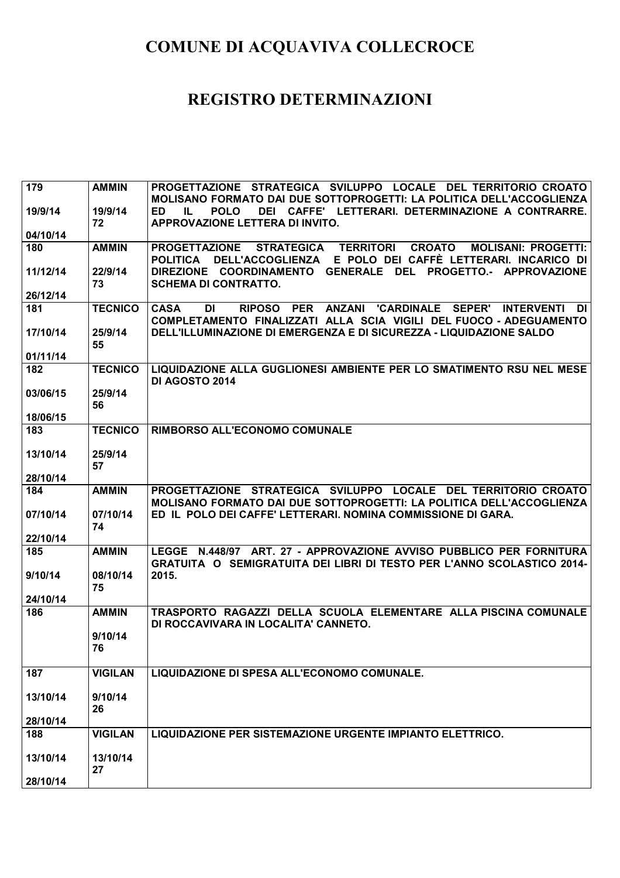# COMUNE DI ACQUAVIVA COLLECROCE

# REGISTRO DETERMINAZIONI

| | | |
|---|---|---|
| 179<br><br>19/9/14<br><br>04/10/14 | AMMIN<br><br>19/9/14<br>72 | PROGETTAZIONE STRATEGICA SVILUPPO LOCALE DEL TERRITORIO CROATO MOLISANO FORMATO DAI DUE SOTTOPROGETTI: LA POLITICA DELL'ACCOGLIENZA ED IL POLO DEI CAFFE' LETTERARI. DETERMINAZIONE A CONTRARRE. APPROVAZIONE LETTERA DI INVITO. |
| 180<br><br>11/12/14<br><br>26/12/14 | AMMIN<br><br>22/9/14<br>73 | PROGETTAZIONE STRATEGICA TERRITORI CROATO MOLISANI: PROGETTI: POLITICA DELL'ACCOGLIENZA E POLO DEI CAFFÈ LETTERARI. INCARICO DI DIREZIONE COORDINAMENTO GENERALE DEL PROGETTO.- APPROVAZIONE SCHEMA DI CONTRATTO. |
| 181<br><br>17/10/14<br><br>01/11/14 | TECNICO<br><br>25/9/14<br>55 | CASA DI RIPOSO PER ANZANI 'CARDINALE SEPER' INTERVENTI DI COMPLETAMENTO FINALIZZATI ALLA SCIA VIGILI DEL FUOCO - ADEGUAMENTO DELL'ILLUMINAZIONE DI EMERGENZA E DI SICUREZZA - LIQUIDAZIONE SALDO |
| 182<br><br>03/06/15<br><br>18/06/15 | TECNICO<br><br>25/9/14<br>56 | LIQUIDAZIONE ALLA GUGLIONESI AMBIENTE PER LO SMATIMENTO RSU NEL MESE DI AGOSTO 2014 |
| 183<br><br>13/10/14<br><br>28/10/14 | TECNICO<br><br>25/9/14<br>57 | RIMBORSO ALL'ECONOMO COMUNALE |
| 184<br><br>07/10/14<br><br>22/10/14 | AMMIN<br><br>07/10/14<br>74 | PROGETTAZIONE STRATEGICA SVILUPPO LOCALE DEL TERRITORIO CROATO MOLISANO FORMATO DAI DUE SOTTOPROGETTI: LA POLITICA DELL'ACCOGLIENZA ED IL POLO DEI CAFFE' LETTERARI. NOMINA COMMISSIONE DI GARA. |
| 185<br><br>9/10/14<br><br>24/10/14 | AMMIN<br><br>08/10/14<br>75 | LEGGE N.448/97 ART. 27 - APPROVAZIONE AVVISO PUBBLICO PER FORNITURA GRATUITA O SEMIGRATUITA DEI LIBRI DI TESTO PER L'ANNO SCOLASTICO 2014-2015. |
| 186 | AMMIN<br><br>9/10/14<br>76 | TRASPORTO RAGAZZI DELLA SCUOLA ELEMENTARE ALLA PISCINA COMUNALE DI ROCCAVIVARA IN LOCALITA' CANNETO. |
| 187<br><br>13/10/14<br><br>28/10/14 | VIGILAN<br><br>9/10/14<br>26 | LIQUIDAZIONE DI SPESA ALL'ECONOMO COMUNALE. |
| 188<br><br>13/10/14<br><br>28/10/14 | VIGILAN<br><br>13/10/14<br>27 | LIQUIDAZIONE PER SISTEMAZIONE URGENTE IMPIANTO ELETTRICO. |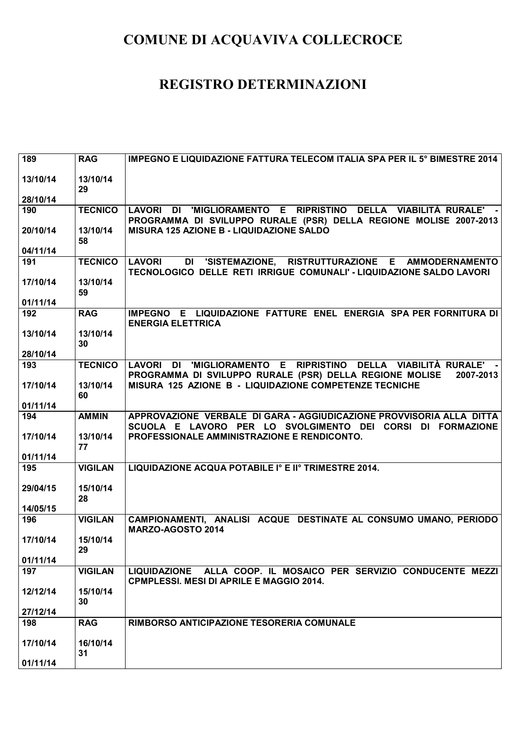# COMUNE DI ACQUAVIVA COLLECROCE

# REGISTRO DETERMINAZIONI

| | | |
|---|---|---|
| **189**<br><br>**13/10/14**<br><br>**28/10/14** | **RAG**<br><br>**13/10/14**<br>**29** | **IMPEGNO E LIQUIDAZIONE FATTURA TELECOM ITALIA SPA PER IL 5° BIMESTRE 2014** |
| **190**<br><br>**20/10/14**<br><br>**04/11/14** | **TECNICO**<br><br>**13/10/14**<br>**58** | **LAVORI DI 'MIGLIORAMENTO E RIPRISTINO DELLA VIABILITÀ RURALE' - PROGRAMMA DI SVILUPPO RURALE (PSR) DELLA REGIONE MOLISE 2007-2013 MISURA 125 AZIONE B - LIQUIDAZIONE SALDO** |
| **191**<br><br>**17/10/14**<br><br>**01/11/14** | **TECNICO**<br><br>**13/10/14**<br>**59** | **LAVORI DI 'SISTEMAZIONE, RISTRUTTURAZIONE E AMMODERNAMENTO TECNOLOGICO DELLE RETI IRRIGUE COMUNALI' - LIQUIDAZIONE SALDO LAVORI** |
| **192**<br><br>**13/10/14**<br><br>**28/10/14** | **RAG**<br><br>**13/10/14**<br>**30** | **IMPEGNO E LIQUIDAZIONE FATTURE ENEL ENERGIA SPA PER FORNITURA DI ENERGIA ELETTRICA** |
| **193**<br><br>**17/10/14**<br><br>**01/11/14** | **TECNICO**<br><br>**13/10/14**<br>**60** | **LAVORI DI 'MIGLIORAMENTO E RIPRISTINO DELLA VIABILITÀ RURALE' - PROGRAMMA DI SVILUPPO RURALE (PSR) DELLA REGIONE MOLISE 2007-2013 MISURA 125 AZIONE B - LIQUIDAZIONE COMPETENZE TECNICHE** |
| **194**<br><br>**17/10/14**<br><br>**01/11/14** | **AMMIN**<br><br>**13/10/14**<br>**77** | **APPROVAZIONE VERBALE DI GARA - AGGIUDICAZIONE PROVVISORIA ALLA DITTA SCUOLA E LAVORO PER LO SVOLGIMENTO DEI CORSI DI FORMAZIONE PROFESSIONALE AMMINISTRAZIONE E RENDICONTO.** |
| **195**<br><br>**29/04/15**<br><br>**14/05/15** | **VIGILAN**<br><br>**15/10/14**<br>**28** | **LIQUIDAZIONE ACQUA POTABILE I° E II° TRIMESTRE 2014.** |
| **196**<br><br>**17/10/14**<br><br>**01/11/14** | **VIGILAN**<br><br>**15/10/14**<br>**29** | **CAMPIONAMENTI, ANALISI ACQUE DESTINATE AL CONSUMO UMANO, PERIODO MARZO-AGOSTO 2014** |
| **197**<br><br>**12/12/14**<br><br>**27/12/14** | **VIGILAN**<br><br>**15/10/14**<br>**30** | **LIQUIDAZIONE ALLA COOP. IL MOSAICO PER SERVIZIO CONDUCENTE MEZZI CPMPLESSI. MESI DI APRILE E MAGGIO 2014.** |
| **198**<br><br>**17/10/14**<br><br>**01/11/14** | **RAG**<br><br>**16/10/14**<br>**31** | **RIMBORSO ANTICIPAZIONE TESORERIA COMUNALE** |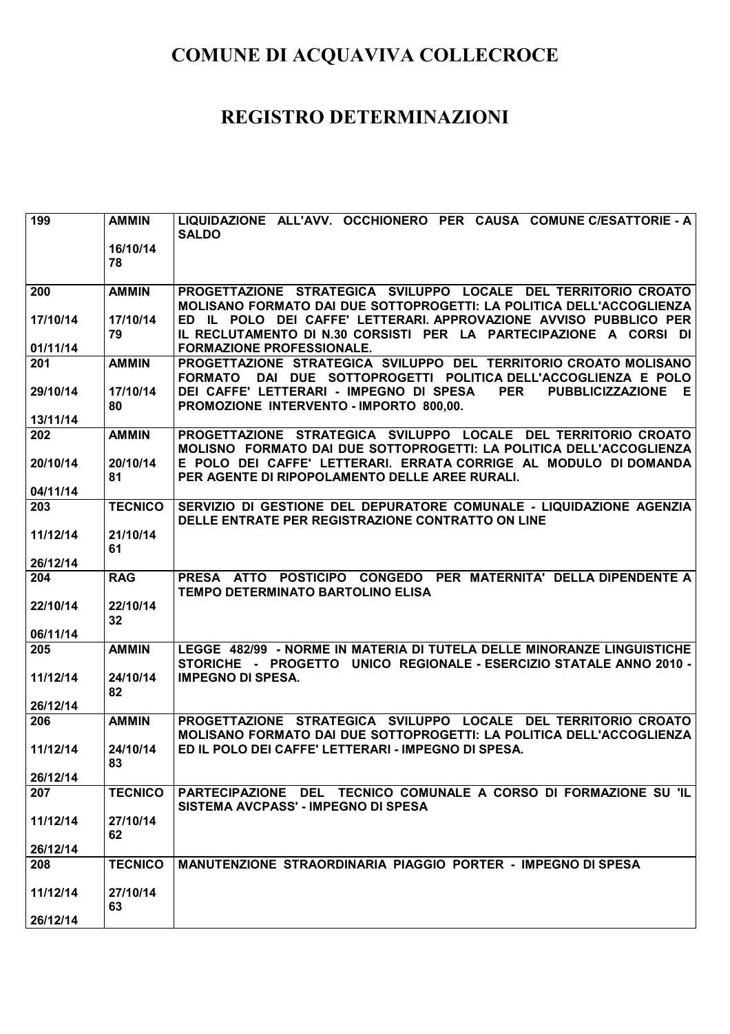# COMUNE DI ACQUAVIVA COLLECROCE

# REGISTRO DETERMINAZIONI

| | | |
|---|---|---|
| 199 | AMMIN<br>16/10/14<br>78 | LIQUIDAZIONE ALL'AVV. OCCHIONERO PER CAUSA COMUNE C/ESATTORIE - A SALDO |
| 200<br>17/10/14<br>01/11/14 | AMMIN<br>17/10/14<br>79 | PROGETTAZIONE STRATEGICA SVILUPPO LOCALE DEL TERRITORIO CROATO MOLISANO FORMATO DAI DUE SOTTOPROGETTI: LA POLITICA DELL'ACCOGLIENZA ED IL POLO DEI CAFFE' LETTERARI. APPROVAZIONE AVVISO PUBBLICO PER IL RECLUTAMENTO DI N.30 CORSISTI PER LA PARTECIPAZIONE A CORSI DI FORMAZIONE PROFESSIONALE. |
| 201<br>29/10/14<br>13/11/14 | AMMIN<br>17/10/14<br>80 | PROGETTAZIONE STRATEGICA SVILUPPO DEL TERRITORIO CROATO MOLISANO FORMATO DAI DUE SOTTOPROGETTI POLITICA DELL'ACCOGLIENZA E POLO DEI CAFFE' LETTERARI - IMPEGNO DI SPESA PER PUBBLICIZZAZIONE E PROMOZIONE INTERVENTO - IMPORTO 800,00. |
| 202<br>20/10/14<br>04/11/14 | AMMIN<br>20/10/14<br>81 | PROGETTAZIONE STRATEGICA SVILUPPO LOCALE DEL TERRITORIO CROATO MOLISNO FORMATO DAI DUE SOTTOPROGETTI: LA POLITICA DELL'ACCOGLIENZA E POLO DEI CAFFE' LETTERARI. ERRATA CORRIGE AL MODULO DI DOMANDA PER AGENTE DI RIPOPOLAMENTO DELLE AREE RURALI. |
| 203<br>11/12/14<br>26/12/14 | TECNICO<br>21/10/14<br>61 | SERVIZIO DI GESTIONE DEL DEPURATORE COMUNALE - LIQUIDAZIONE AGENZIA DELLE ENTRATE PER REGISTRAZIONE CONTRATTO ON LINE |
| 204<br>22/10/14<br>06/11/14 | RAG<br>22/10/14<br>32 | PRESA ATTO POSTICIPO CONGEDO PER MATERNITA' DELLA DIPENDENTE A TEMPO DETERMINATO BARTOLINO ELISA |
| 205<br>11/12/14<br>26/12/14 | AMMIN<br>24/10/14<br>82 | LEGGE 482/99 - NORME IN MATERIA DI TUTELA DELLE MINORANZE LINGUISTICHE STORICHE - PROGETTO UNICO REGIONALE - ESERCIZIO STATALE ANNO 2010 - IMPEGNO DI SPESA. |
| 206<br>11/12/14<br>26/12/14 | AMMIN<br>24/10/14<br>83 | PROGETTAZIONE STRATEGICA SVILUPPO LOCALE DEL TERRITORIO CROATO MOLISANO FORMATO DAI DUE SOTTOPROGETTI: LA POLITICA DELL'ACCOGLIENZA ED IL POLO DEI CAFFE' LETTERARI - IMPEGNO DI SPESA. |
| 207<br>11/12/14<br>26/12/14 | TECNICO<br>27/10/14<br>62 | PARTECIPAZIONE DEL TECNICO COMUNALE A CORSO DI FORMAZIONE SU 'IL SISTEMA AVCPASS' - IMPEGNO DI SPESA |
| 208<br>11/12/14<br>26/12/14 | TECNICO<br>27/10/14<br>63 | MANUTENZIONE STRAORDINARIA PIAGGIO PORTER - IMPEGNO DI SPESA |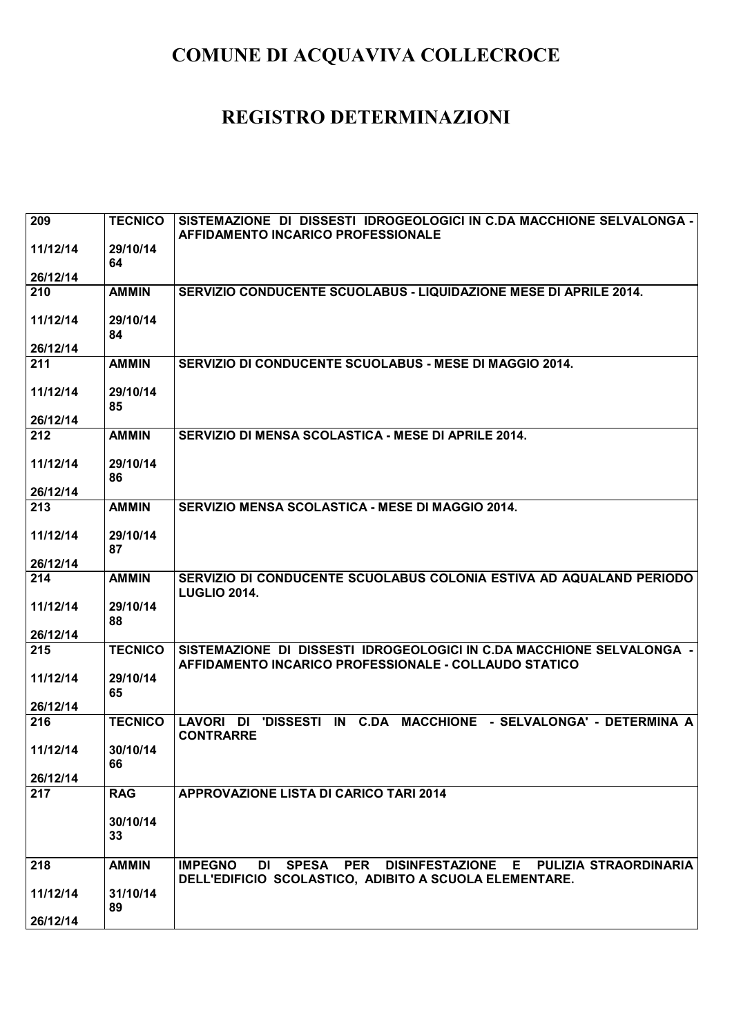# COMUNE DI ACQUAVIVA COLLECROCE

# REGISTRO DETERMINAZIONI

| | | |
|---|---|---|
| **209**<br><br>**11/12/14**<br><br>**26/12/14** | **TECNICO**<br><br>**29/10/14**<br>**64** | **SISTEMAZIONE DI DISSESTI IDROGEOLOGICI IN C.DA MACCHIONE SELVALONGA - AFFIDAMENTO INCARICO PROFESSIONALE** |
| **210**<br><br>**11/12/14**<br><br>**26/12/14** | **AMMIN**<br><br>**29/10/14**<br>**84** | **SERVIZIO CONDUCENTE SCUOLABUS - LIQUIDAZIONE MESE DI APRILE 2014.** |
| **211**<br><br>**11/12/14**<br><br>**26/12/14** | **AMMIN**<br><br>**29/10/14**<br>**85** | **SERVIZIO DI CONDUCENTE SCUOLABUS - MESE DI MAGGIO 2014.** |
| **212**<br><br>**11/12/14**<br><br>**26/12/14** | **AMMIN**<br><br>**29/10/14**<br>**86** | **SERVIZIO DI MENSA SCOLASTICA - MESE DI APRILE 2014.** |
| **213**<br><br>**11/12/14**<br><br>**26/12/14** | **AMMIN**<br><br>**29/10/14**<br>**87** | **SERVIZIO MENSA SCOLASTICA - MESE DI MAGGIO 2014.** |
| **214**<br><br>**11/12/14**<br><br>**26/12/14** | **AMMIN**<br><br>**29/10/14**<br>**88** | **SERVIZIO DI CONDUCENTE SCUOLABUS COLONIA ESTIVA AD AQUALAND PERIODO LUGLIO 2014.** |
| **215**<br><br>**11/12/14**<br><br>**26/12/14** | **TECNICO**<br><br>**29/10/14**<br>**65** | **SISTEMAZIONE DI DISSESTI IDROGEOLOGICI IN C.DA MACCHIONE SELVALONGA - AFFIDAMENTO INCARICO PROFESSIONALE - COLLAUDO STATICO** |
| **216**<br><br>**11/12/14**<br><br>**26/12/14** | **TECNICO**<br><br>**30/10/14**<br>**66** | **LAVORI DI 'DISSESTI IN C.DA MACCHIONE - SELVALONGA' - DETERMINA A CONTRARRE** |
| **217** | **RAG**<br><br>**30/10/14**<br>**33** | **APPROVAZIONE LISTA DI CARICO TARI 2014** |
| **218**<br><br>**11/12/14**<br><br>**26/12/14** | **AMMIN**<br><br>**31/10/14**<br>**89** | **IMPEGNO DI SPESA PER DISINFESTAZIONE E PULIZIA STRAORDINARIA DELL'EDIFICIO SCOLASTICO, ADIBITO A SCUOLA ELEMENTARE.** |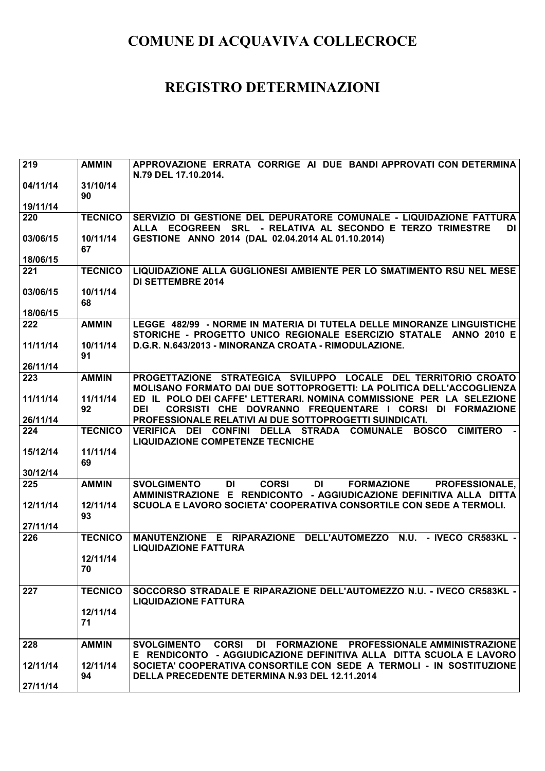# COMUNE DI ACQUAVIVA COLLECROCE

# REGISTRO DETERMINAZIONI

| | | |
|---|---|---|
| 219<br><br>04/11/14<br><br>19/11/14 | AMMIN<br><br>31/10/14<br>90 | APPROVAZIONE ERRATA CORRIGE AI DUE BANDI APPROVATI CON DETERMINA N.79 DEL 17.10.2014. |
| 220<br><br>03/06/15<br><br>18/06/15 | TECNICO<br><br>10/11/14<br>67 | SERVIZIO DI GESTIONE DEL DEPURATORE COMUNALE - LIQUIDAZIONE FATTURA ALLA ECOGREEN SRL - RELATIVA AL SECONDO E TERZO TRIMESTRE DI GESTIONE ANNO 2014 (DAL 02.04.2014 AL 01.10.2014) |
| 221<br><br>03/06/15<br><br>18/06/15 | TECNICO<br><br>10/11/14<br>68 | LIQUIDAZIONE ALLA GUGLIONESI AMBIENTE PER LO SMATIMENTO RSU NEL MESE DI SETTEMBRE 2014 |
| 222<br><br>11/11/14<br><br>26/11/14 | AMMIN<br><br>10/11/14<br>91 | LEGGE 482/99 - NORME IN MATERIA DI TUTELA DELLE MINORANZE LINGUISTICHE STORICHE - PROGETTO UNICO REGIONALE ESERCIZIO STATALE ANNO 2010 E D.G.R. N.643/2013 - MINORANZA CROATA - RIMODULAZIONE. |
| 223<br><br>11/11/14<br><br>26/11/14 | AMMIN<br><br>11/11/14<br>92 | PROGETTAZIONE STRATEGICA SVILUPPO LOCALE DEL TERRITORIO CROATO MOLISANO FORMATO DAI DUE SOTTOPROGETTI: LA POLITICA DELL'ACCOGLIENZA ED IL POLO DEI CAFFE' LETTERARI. NOMINA COMMISSIONE PER LA SELEZIONE DEI CORSISTI CHE DOVRANNO FREQUENTARE I CORSI DI FORMAZIONE PROFESSIONALE RELATIVI AI DUE SOTTOPROGETTI SUINDICATI. |
| 224<br><br>15/12/14<br><br>30/12/14 | TECNICO<br><br>11/11/14<br>69 | VERIFICA DEI CONFINI DELLA STRADA COMUNALE BOSCO CIMITERO - LIQUIDAZIONE COMPETENZE TECNICHE |
| 225<br><br>12/11/14<br><br>27/11/14 | AMMIN<br><br>12/11/14<br>93 | SVOLGIMENTO DI CORSI DI FORMAZIONE PROFESSIONALE, AMMINISTRAZIONE E RENDICONTO - AGGIUDICAZIONE DEFINITIVA ALLA DITTA SCUOLA E LAVORO SOCIETA' COOPERATIVA CONSORTILE CON SEDE A TERMOLI. |
| 226 | TECNICO<br><br>12/11/14<br>70 | MANUTENZIONE E RIPARAZIONE DELL'AUTOMEZZO N.U. - IVECO CR583KL - LIQUIDAZIONE FATTURA |
| 227 | TECNICO<br><br>12/11/14<br>71 | SOCCORSO STRADALE E RIPARAZIONE DELL'AUTOMEZZO N.U. - IVECO CR583KL - LIQUIDAZIONE FATTURA |
| 228<br><br>12/11/14<br><br>27/11/14 | AMMIN<br><br>12/11/14<br>94 | SVOLGIMENTO CORSI DI FORMAZIONE PROFESSIONALE AMMINISTRAZIONE E RENDICONTO - AGGIUDICAZIONE DEFINITIVA ALLA DITTA SCUOLA E LAVORO SOCIETA' COOPERATIVA CONSORTILE CON SEDE A TERMOLI - IN SOSTITUZIONE DELLA PRECEDENTE DETERMINA N.93 DEL 12.11.2014 |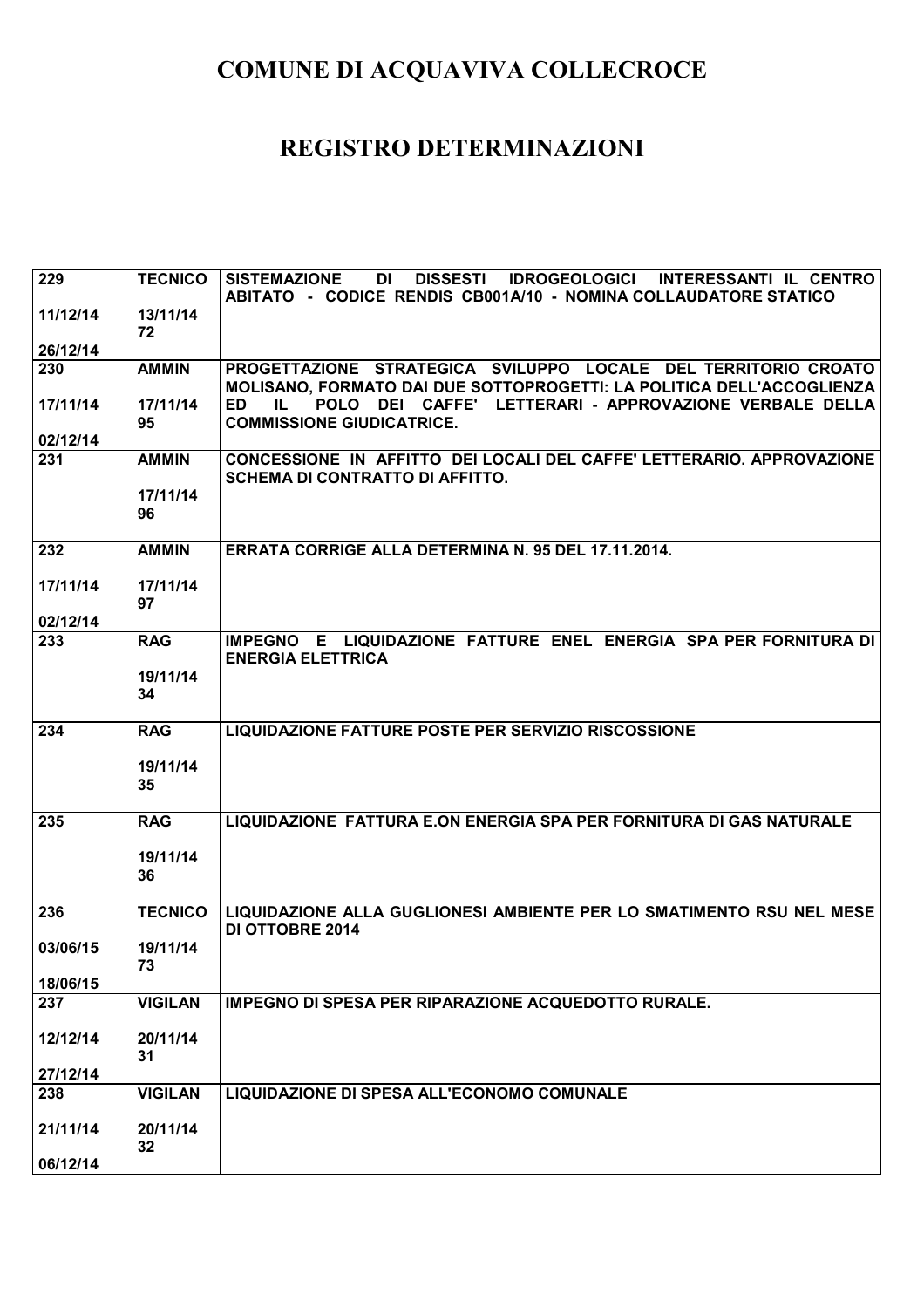# COMUNE DI ACQUAVIVA COLLECROCE

# REGISTRO DETERMINAZIONI

| | | |
|---|---|---|
| 229<br><br>11/12/14<br><br>26/12/14 | TECNICO<br><br>13/11/14<br>72 | SISTEMAZIONE DI DISSESTI IDROGEOLOGICI INTERESSANTI IL CENTRO ABITATO - CODICE RENDIS CB001A/10 - NOMINA COLLAUDATORE STATICO |
| 230<br><br>17/11/14<br><br>02/12/14 | AMMIN<br><br>17/11/14<br>95 | PROGETTAZIONE STRATEGICA SVILUPPO LOCALE DEL TERRITORIO CROATO MOLISANO, FORMATO DAI DUE SOTTOPROGETTI: LA POLITICA DELL'ACCOGLIENZA ED IL POLO DEI CAFFE' LETTERARI - APPROVAZIONE VERBALE DELLA COMMISSIONE GIUDICATRICE. |
| 231 | AMMIN<br><br>17/11/14<br>96 | CONCESSIONE IN AFFITTO DEI LOCALI DEL CAFFE' LETTERARIO. APPROVAZIONE SCHEMA DI CONTRATTO DI AFFITTO. |
| 232<br><br>17/11/14<br><br>02/12/14 | AMMIN<br><br>17/11/14<br>97 | ERRATA CORRIGE ALLA DETERMINA N. 95 DEL 17.11.2014. |
| 233 | RAG<br><br>19/11/14<br>34 | IMPEGNO E LIQUIDAZIONE FATTURE ENEL ENERGIA SPA PER FORNITURA DI ENERGIA ELETTRICA |
| 234 | RAG<br><br>19/11/14<br>35 | LIQUIDAZIONE FATTURE POSTE PER SERVIZIO RISCOSSIONE |
| 235 | RAG<br><br>19/11/14<br>36 | LIQUIDAZIONE FATTURA E.ON ENERGIA SPA PER FORNITURA DI GAS NATURALE |
| 236<br><br>03/06/15<br><br>18/06/15 | TECNICO<br><br>19/11/14<br>73 | LIQUIDAZIONE ALLA GUGLIONESI AMBIENTE PER LO SMATIMENTO RSU NEL MESE DI OTTOBRE 2014 |
| 237<br><br>12/12/14<br><br>27/12/14 | VIGILAN<br><br>20/11/14<br>31 | IMPEGNO DI SPESA PER RIPARAZIONE ACQUEDOTTO RURALE. |
| 238<br><br>21/11/14<br><br>06/12/14 | VIGILAN<br><br>20/11/14<br>32 | LIQUIDAZIONE DI SPESA ALL'ECONOMO COMUNALE |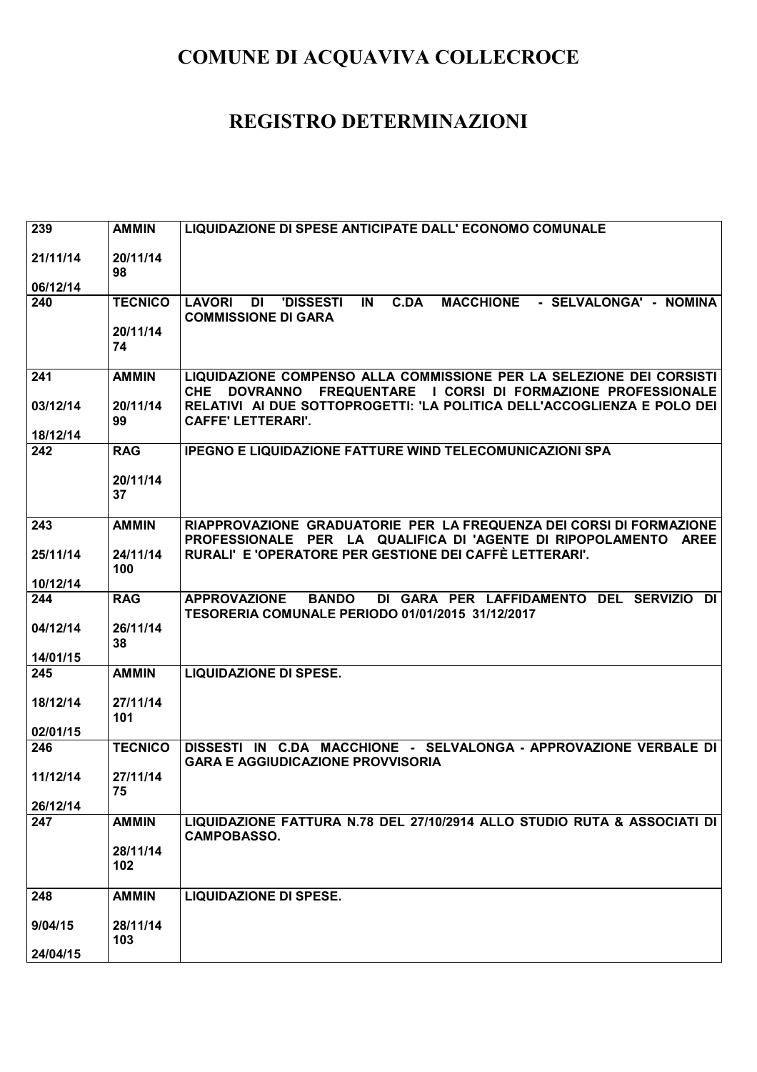# COMUNE DI ACQUAVIVA COLLECROCE

# REGISTRO DETERMINAZIONI

| | | |
|---|---|---|
| 239<br><br>21/11/14<br><br>06/12/14 | AMMIN<br><br>20/11/14<br>98 | LIQUIDAZIONE DI SPESE ANTICIPATE DALL' ECONOMO COMUNALE |
| 240 | TECNICO<br><br>20/11/14<br>74 | LAVORI DI 'DISSESTI IN C.DA MACCHIONE - SELVALONGA' - NOMINA COMMISSIONE DI GARA |
| 241<br><br>03/12/14<br><br>18/12/14 | AMMIN<br><br>20/11/14<br>99 | LIQUIDAZIONE COMPENSO ALLA COMMISSIONE PER LA SELEZIONE DEI CORSISTI CHE DOVRANNO FREQUENTARE I CORSI DI FORMAZIONE PROFESSIONALE RELATIVI AI DUE SOTTOPROGETTI: 'LA POLITICA DELL'ACCOGLIENZA E POLO DEI CAFFE' LETTERARI'. |
| 242 | RAG<br><br>20/11/14<br>37 | IPEGNO E LIQUIDAZIONE FATTURE WIND TELECOMUNICAZIONI SPA |
| 243<br><br>25/11/14<br><br>10/12/14 | AMMIN<br><br>24/11/14<br>100 | RIAPPROVAZIONE GRADUATORIE PER LA FREQUENZA DEI CORSI DI FORMAZIONE PROFESSIONALE PER LA QUALIFICA DI 'AGENTE DI RIPOPOLAMENTO AREE RURALI' E 'OPERATORE PER GESTIONE DEI CAFFÈ LETTERARI'. |
| 244<br><br>04/12/14<br><br>14/01/15 | RAG<br><br>26/11/14<br>38 | APPROVAZIONE BANDO DI GARA PER LAFFIDAMENTO DEL SERVIZIO DI TESORERIA COMUNALE PERIODO 01/01/2015 31/12/2017 |
| 245<br><br>18/12/14<br><br>02/01/15 | AMMIN<br><br>27/11/14<br>101 | LIQUIDAZIONE DI SPESE. |
| 246<br><br>11/12/14<br><br>26/12/14 | TECNICO<br><br>27/11/14<br>75 | DISSESTI IN C.DA MACCHIONE - SELVALONGA - APPROVAZIONE VERBALE DI GARA E AGGIUDICAZIONE PROVVISORIA |
| 247 | AMMIN<br><br>28/11/14<br>102 | LIQUIDAZIONE FATTURA N.78 DEL 27/10/2914 ALLO STUDIO RUTA & ASSOCIATI DI CAMPOBASSO. |
| 248<br><br>9/04/15<br><br>24/04/15 | AMMIN<br><br>28/11/14<br>103 | LIQUIDAZIONE DI SPESE. |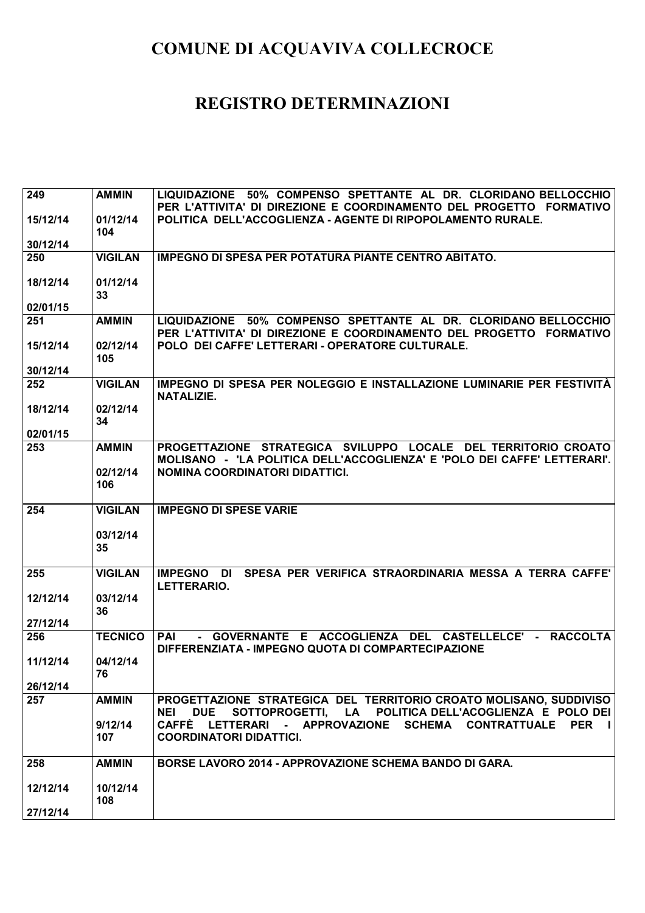# COMUNE DI ACQUAVIVA COLLECROCE

# REGISTRO DETERMINAZIONI

| | | |
|---|---|---|
| **249**<br><br>**15/12/14**<br><br>**30/12/14** | **AMMIN**<br><br>**01/12/14**<br>**104** | **LIQUIDAZIONE 50% COMPENSO SPETTANTE AL DR. CLORIDANO BELLOCCHIO PER L'ATTIVITA' DI DIREZIONE E COORDINAMENTO DEL PROGETTO FORMATIVO POLITICA DELL'ACCOGLIENZA - AGENTE DI RIPOPOLAMENTO RURALE.** |
| **250**<br><br>**18/12/14**<br><br>**02/01/15** | **VIGILAN**<br><br>**01/12/14**<br>**33** | **IMPEGNO DI SPESA PER POTATURA PIANTE CENTRO ABITATO.** |
| **251**<br><br>**15/12/14**<br><br>**30/12/14** | **AMMIN**<br><br>**02/12/14**<br>**105** | **LIQUIDAZIONE 50% COMPENSO SPETTANTE AL DR. CLORIDANO BELLOCCHIO PER L'ATTIVITA' DI DIREZIONE E COORDINAMENTO DEL PROGETTO FORMATIVO POLO DEI CAFFE' LETTERARI - OPERATORE CULTURALE.** |
| **252**<br><br>**18/12/14**<br><br>**02/01/15** | **VIGILAN**<br><br>**02/12/14**<br>**34** | **IMPEGNO DI SPESA PER NOLEGGIO E INSTALLAZIONE LUMINARIE PER FESTIVITÀ NATALIZIE.** |
| **253** | **AMMIN**<br><br>**02/12/14**<br>**106** | **PROGETTAZIONE STRATEGICA SVILUPPO LOCALE DEL TERRITORIO CROATO MOLISANO - 'LA POLITICA DELL'ACCOGLIENZA' E 'POLO DEI CAFFE' LETTERARI'. NOMINA COORDINATORI DIDATTICI.** |
| **254** | **VIGILAN**<br><br>**03/12/14**<br>**35** | **IMPEGNO DI SPESE VARIE** |
| **255**<br><br>**12/12/14**<br><br>**27/12/14** | **VIGILAN**<br><br>**03/12/14**<br>**36** | **IMPEGNO DI SPESA PER VERIFICA STRAORDINARIA MESSA A TERRA CAFFE' LETTERARIO.** |
| **256**<br><br>**11/12/14**<br><br>**26/12/14** | **TECNICO**<br><br>**04/12/14**<br>**76** | **PAI - GOVERNANTE E ACCOGLIENZA DEL CASTELLELCE' - RACCOLTA DIFFERENZIATA - IMPEGNO QUOTA DI COMPARTECIPAZIONE** |
| **257** | **AMMIN**<br><br>**9/12/14**<br>**107** | **PROGETTAZIONE STRATEGICA DEL TERRITORIO CROATO MOLISANO, SUDDIVISO NEI DUE SOTTOPROGETTI, LA POLITICA DELL'ACCOGLIENZA E POLO DEI CAFFÈ LETTERARI - APPROVAZIONE SCHEMA CONTRATTUALE PER I COORDINATORI DIDATTICI.** |
| **258**<br><br>**12/12/14**<br><br>**27/12/14** | **AMMIN**<br><br>**10/12/14**<br>**108** | **BORSE LAVORO 2014 - APPROVAZIONE SCHEMA BANDO DI GARA.** |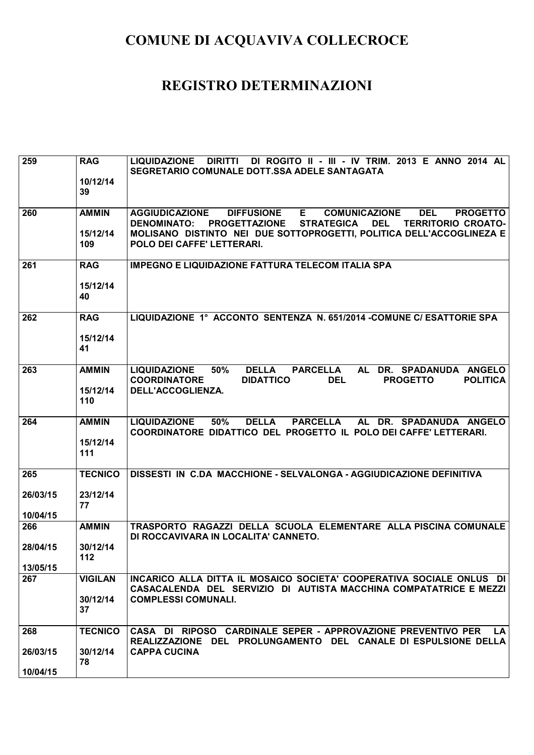# COMUNE DI ACQUAVIVA COLLECROCE

# REGISTRO DETERMINAZIONI

| | | |
|---|---|---|
| 259 | RAG<br>10/12/14<br>39 | LIQUIDAZIONE DIRITTI DI ROGITO II - III - IV TRIM. 2013 E ANNO 2014 AL SEGRETARIO COMUNALE DOTT.SSA ADELE SANTAGATA |
| 260 | AMMIN<br>15/12/14<br>109 | AGGIUDICAZIONE DIFFUSIONE E COMUNICAZIONE DEL PROGETTO DENOMINATO: PROGETTAZIONE STRATEGICA DEL TERRITORIO CROATO-MOLISANO DISTINTO NEI DUE SOTTOPROGETTI, POLITICA DELL'ACCOGLINEZA E POLO DEI CAFFE' LETTERARI. |
| 261 | RAG<br>15/12/14<br>40 | IMPEGNO E LIQUIDAZIONE FATTURA TELECOM ITALIA SPA |
| 262 | RAG<br>15/12/14<br>41 | LIQUIDAZIONE 1° ACCONTO SENTENZA N. 651/2014 -COMUNE C/ ESATTORIE SPA |
| 263 | AMMIN<br>15/12/14<br>110 | LIQUIDAZIONE 50% DELLA PARCELLA AL DR. SPADANUDA ANGELO COORDINATORE DIDATTICO DEL PROGETTO POLITICA DELL'ACCOGLIENZA. |
| 264 | AMMIN<br>15/12/14<br>111 | LIQUIDAZIONE 50% DELLA PARCELLA AL DR. SPADANUDA ANGELO COORDINATORE DIDATTICO DEL PROGETTO IL POLO DEI CAFFE' LETTERARI. |
| 265<br>26/03/15<br>10/04/15 | TECNICO<br>23/12/14<br>77 | DISSESTI IN C.DA MACCHIONE - SELVALONGA - AGGIUDICAZIONE DEFINITIVA |
| 266<br>28/04/15<br>13/05/15 | AMMIN<br>30/12/14<br>112 | TRASPORTO RAGAZZI DELLA SCUOLA ELEMENTARE ALLA PISCINA COMUNALE DI ROCCAVIVARA IN LOCALITA' CANNETO. |
| 267 | VIGILAN<br>30/12/14<br>37 | INCARICO ALLA DITTA IL MOSAICO SOCIETA' COOPERATIVA SOCIALE ONLUS DI CASACALENDA DEL SERVIZIO DI AUTISTA MACCHINA COMPATATRICE E MEZZI COMPLESSI COMUNALI. |
| 268<br>26/03/15<br>10/04/15 | TECNICO<br>30/12/14<br>78 | CASA DI RIPOSO CARDINALE SEPER - APPROVAZIONE PREVENTIVO PER LA REALIZZAZIONE DEL PROLUNGAMENTO DEL CANALE DI ESPULSIONE DELLA CAPPA CUCINA |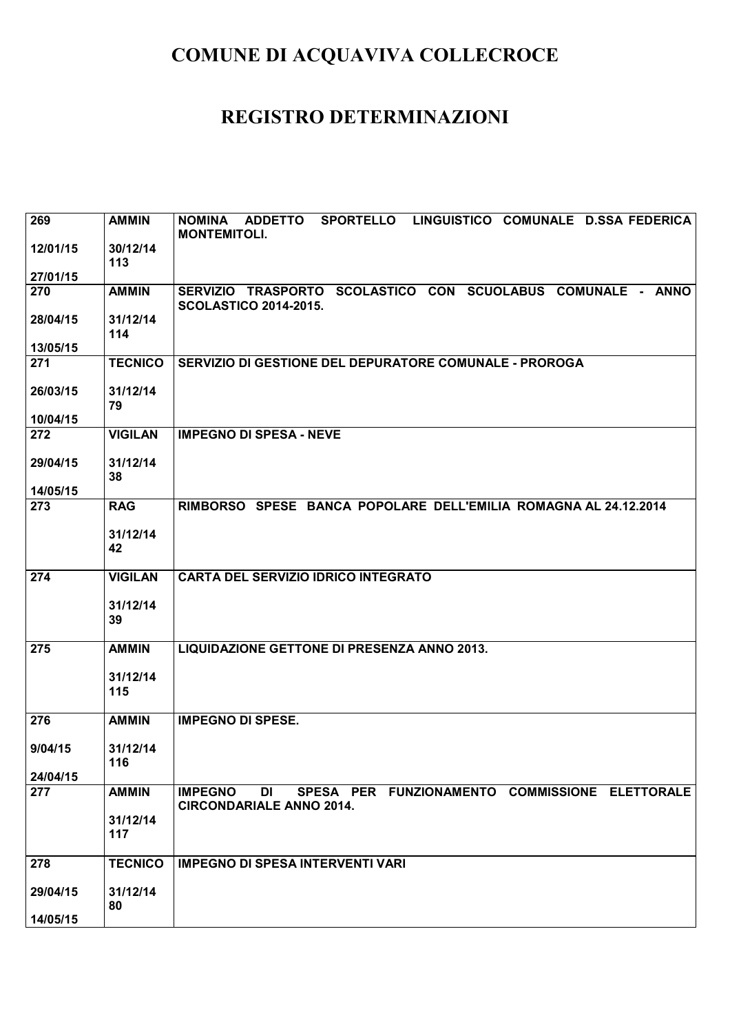# COMUNE DI ACQUAVIVA COLLECROCE

# REGISTRO DETERMINAZIONI

| | | |
|---|---|---|
| 269<br><br>12/01/15<br><br>27/01/15 | AMMIN<br><br>30/12/14<br>113 | NOMINA ADDETTO SPORTELLO LINGUISTICO COMUNALE D.SSA FEDERICA MONTEMITOLI. |
| 270<br><br>28/04/15<br><br>13/05/15 | AMMIN<br><br>31/12/14<br>114 | SERVIZIO TRASPORTO SCOLASTICO CON SCUOLABUS COMUNALE - ANNO SCOLASTICO 2014-2015. |
| 271<br><br>26/03/15<br><br>10/04/15 | TECNICO<br><br>31/12/14<br>79 | SERVIZIO DI GESTIONE DEL DEPURATORE COMUNALE - PROROGA |
| 272<br><br>29/04/15<br><br>14/05/15 | VIGILAN<br><br>31/12/14<br>38 | IMPEGNO DI SPESA - NEVE |
| 273 | RAG<br><br>31/12/14<br>42 | RIMBORSO SPESE BANCA POPOLARE DELL'EMILIA ROMAGNA AL 24.12.2014 |
| 274 | VIGILAN<br><br>31/12/14<br>39 | CARTA DEL SERVIZIO IDRICO INTEGRATO |
| 275 | AMMIN<br><br>31/12/14<br>115 | LIQUIDAZIONE GETTONE DI PRESENZA ANNO 2013. |
| 276<br><br>9/04/15<br><br>24/04/15 | AMMIN<br><br>31/12/14<br>116 | IMPEGNO DI SPESE. |
| 277 | AMMIN<br><br>31/12/14<br>117 | IMPEGNO DI SPESA PER FUNZIONAMENTO COMMISSIONE ELETTORALE CIRCONDARIALE ANNO 2014. |
| 278<br><br>29/04/15<br><br>14/05/15 | TECNICO<br><br>31/12/14<br>80 | IMPEGNO DI SPESA INTERVENTI VARI |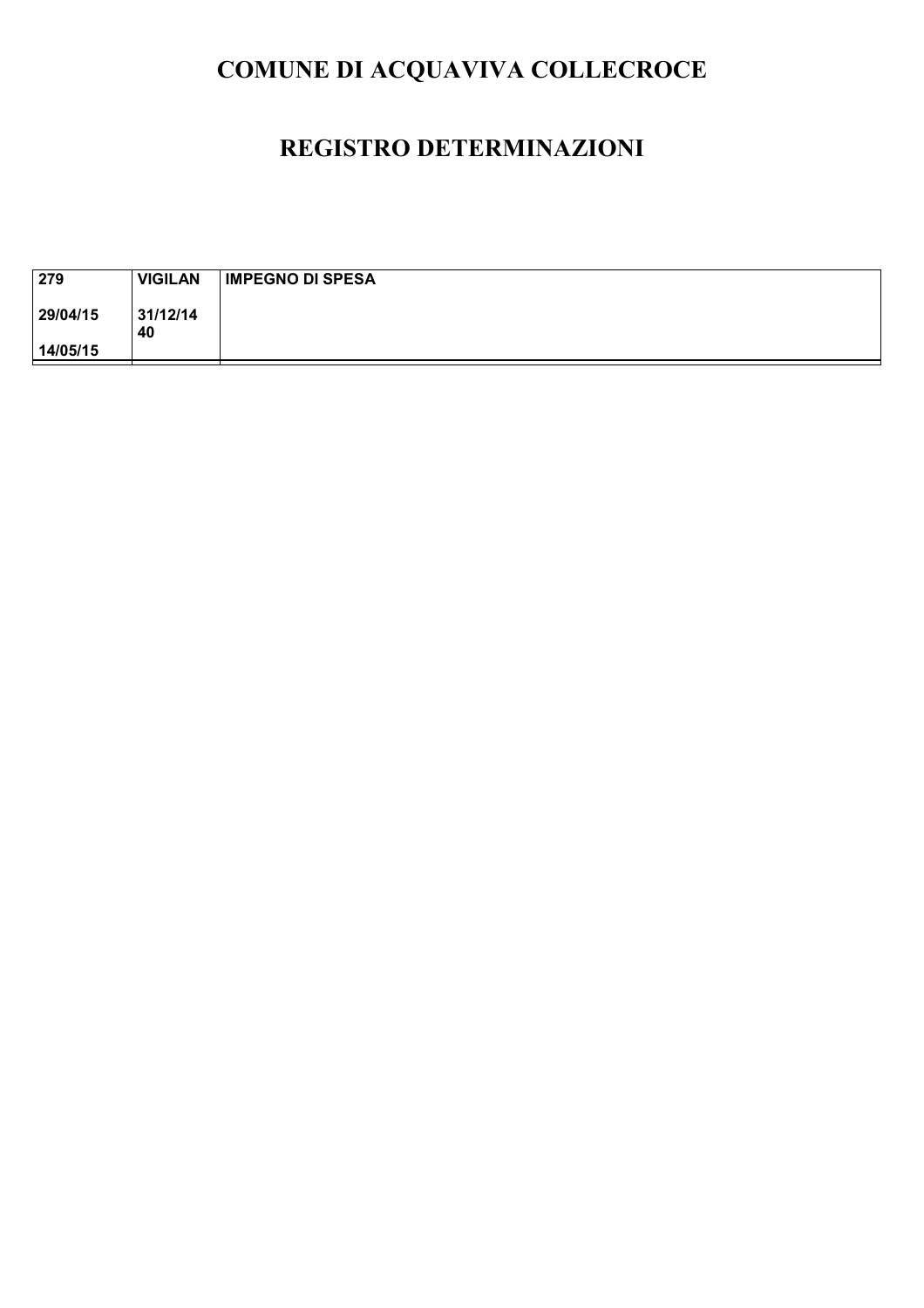# COMUNE DI ACQUAVIVA COLLECROCE

# REGISTRO DETERMINAZIONI

| | | |
|---|---|---|
| 279<br>29/04/15<br>14/05/15 | VIGILAN<br>31/12/14<br>40 | IMPEGNO DI SPESA |